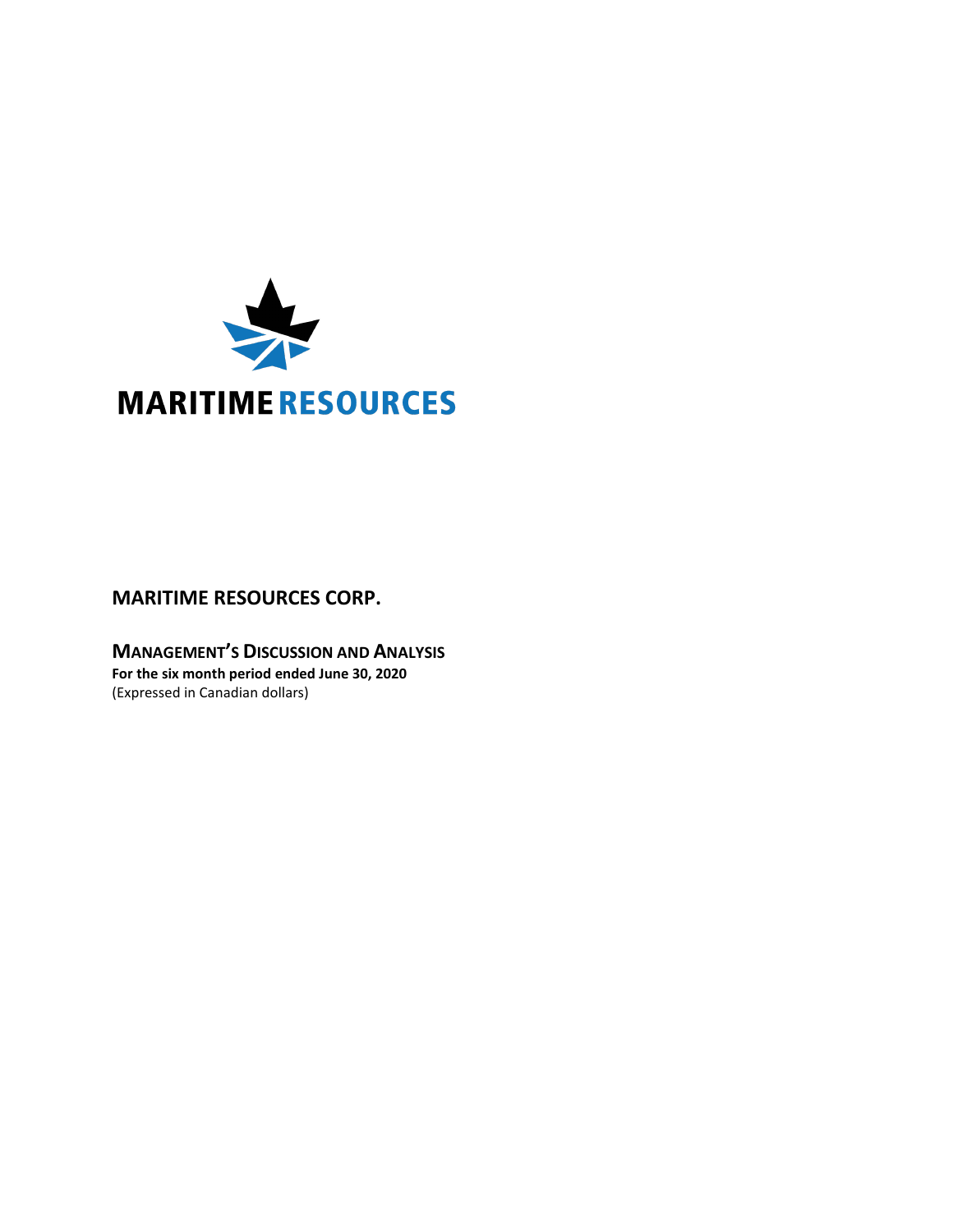MARITIME RESOURCES

# MARITIME RESOURCES CORP.

## MANAGEMENT'S DISCUSSION AND ANALYSIS

**For the six month period ended June 30, 2020**

(Expressed in Canadian dollars)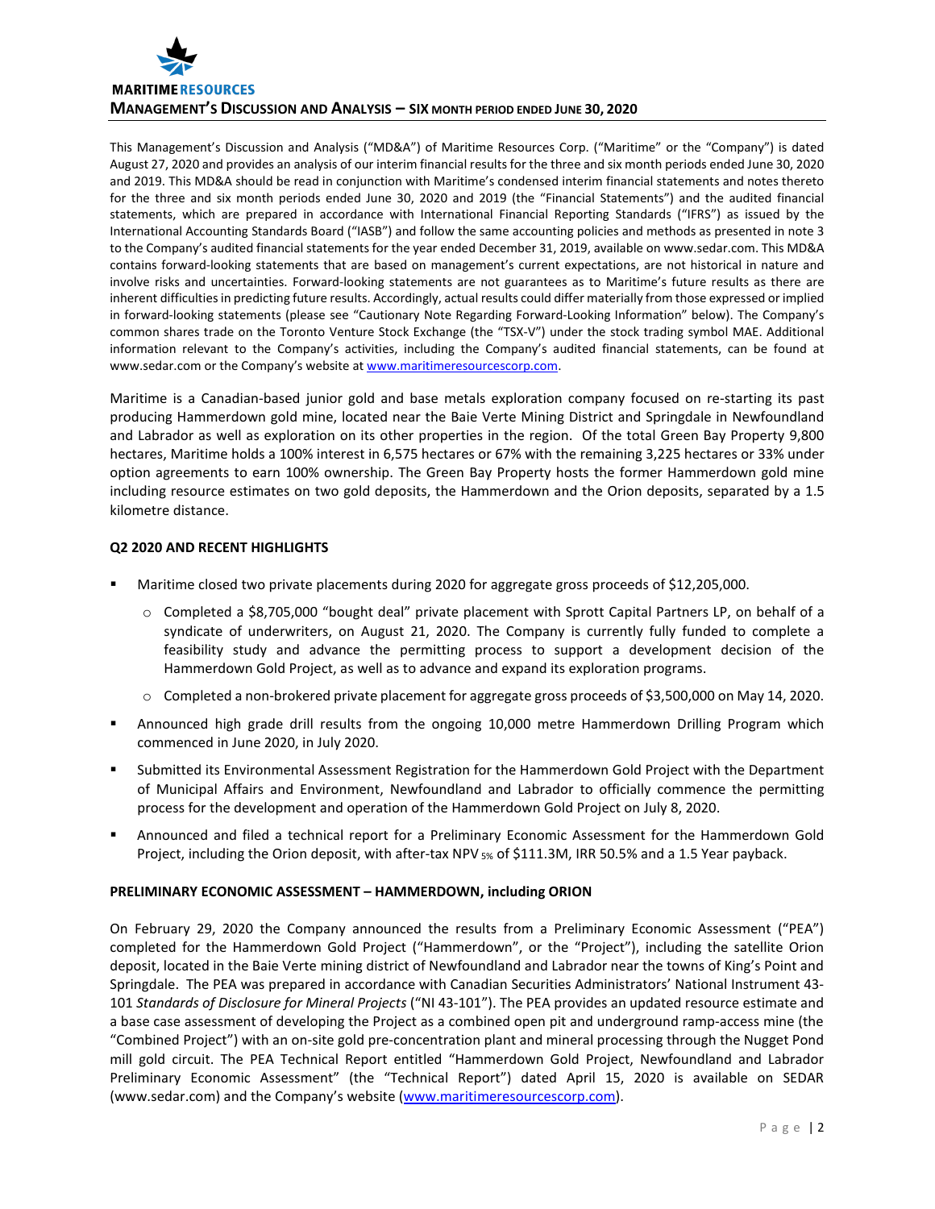This Management's Discussion and Analysis ("MD&A") of Maritime Resources Corp. ("Maritime" or the "Company") is dated August 27, 2020 and provides an analysis of our interim financial results for the three and six month periods ended June 30, 2020 and 2019. This MD&A should be read in conjunction with Maritime's condensed interim financial statements and notes thereto for the three and six month periods ended June 30, 2020 and 2019 (the "Financial Statements") and the audited financial statements, which are prepared in accordance with International Financial Reporting Standards ("IFRS") as issued by the International Accounting Standards Board ("IASB") and follow the same accounting policies and methods as presented in note 3 to the Company's audited financial statements for the year ended December 31, 2019, available on www.sedar.com. This MD&A contains forward-looking statements that are based on management's current expectations, are not historical in nature and involve risks and uncertainties. Forward-looking statements are not guarantees as to Maritime's future results as there are inherent difficulties in predicting future results. Accordingly, actual results could differ materially from those expressed or implied in forward-looking statements (please see "Cautionary Note Regarding Forward-Looking Information" below). The Company's common shares trade on the Toronto Venture Stock Exchange (the "TSX-V") under the stock trading symbol MAE. Additional information relevant to the Company's activities, including the Company's audited financial statements, can be found at www.sedar.com or the Company's website at www.maritimeresourcescorp.com.

Maritime is a Canadian-based junior gold and base metals exploration company focused on re-starting its past producing Hammerdown gold mine, located near the Baie Verte Mining District and Springdale in Newfoundland and Labrador as well as exploration on its other properties in the region. Of the total Green Bay Property 9,800 hectares, Maritime holds a 100% interest in 6,575 hectares or 67% with the remaining 3,225 hectares or 33% under option agreements to earn 100% ownership. The Green Bay Property hosts the former Hammerdown gold mine including resource estimates on two gold deposits, the Hammerdown and the Orion deposits, separated by a 1.5 kilometre distance.

## Q2 2020 AND RECENT HIGHLIGHTS

- Maritime closed two private placements during 2020 for aggregate gross proceeds of $12,205,000.
  - Completed a $8,705,000 "bought deal" private placement with Sprott Capital Partners LP, on behalf of a syndicate of underwriters, on August 21, 2020. The Company is currently fully funded to complete a feasibility study and advance the permitting process to support a development decision of the Hammerdown Gold Project, as well as to advance and expand its exploration programs.
  - Completed a non-brokered private placement for aggregate gross proceeds of $3,500,000 on May 14, 2020.
- Announced high grade drill results from the ongoing 10,000 metre Hammerdown Drilling Program which commenced in June 2020, in July 2020.
- Submitted its Environmental Assessment Registration for the Hammerdown Gold Project with the Department of Municipal Affairs and Environment, Newfoundland and Labrador to officially commence the permitting process for the development and operation of the Hammerdown Gold Project on July 8, 2020.
- Announced and filed a technical report for a Preliminary Economic Assessment for the Hammerdown Gold Project, including the Orion deposit, with after-tax $NPV_{5\%}$ of $111.3M, IRR 50.5% and a 1.5 Year payback.

## PRELIMINARY ECONOMIC ASSESSMENT – HAMMERDOWN, including ORION

On February 29, 2020 the Company announced the results from a Preliminary Economic Assessment ("PEA") completed for the Hammerdown Gold Project ("Hammerdown", or the "Project"), including the satellite Orion deposit, located in the Baie Verte mining district of Newfoundland and Labrador near the towns of King's Point and Springdale. The PEA was prepared in accordance with Canadian Securities Administrators' National Instrument 43-101 *Standards of Disclosure for Mineral Projects* ("NI 43-101"). The PEA provides an updated resource estimate and a base case assessment of developing the Project as a combined open pit and underground ramp-access mine (the "Combined Project") with an on-site gold pre-concentration plant and mineral processing through the Nugget Pond mill gold circuit. The PEA Technical Report entitled "Hammerdown Gold Project, Newfoundland and Labrador Preliminary Economic Assessment" (the "Technical Report") dated April 15, 2020 is available on SEDAR (www.sedar.com) and the Company's website (www.maritimeresourcescorp.com).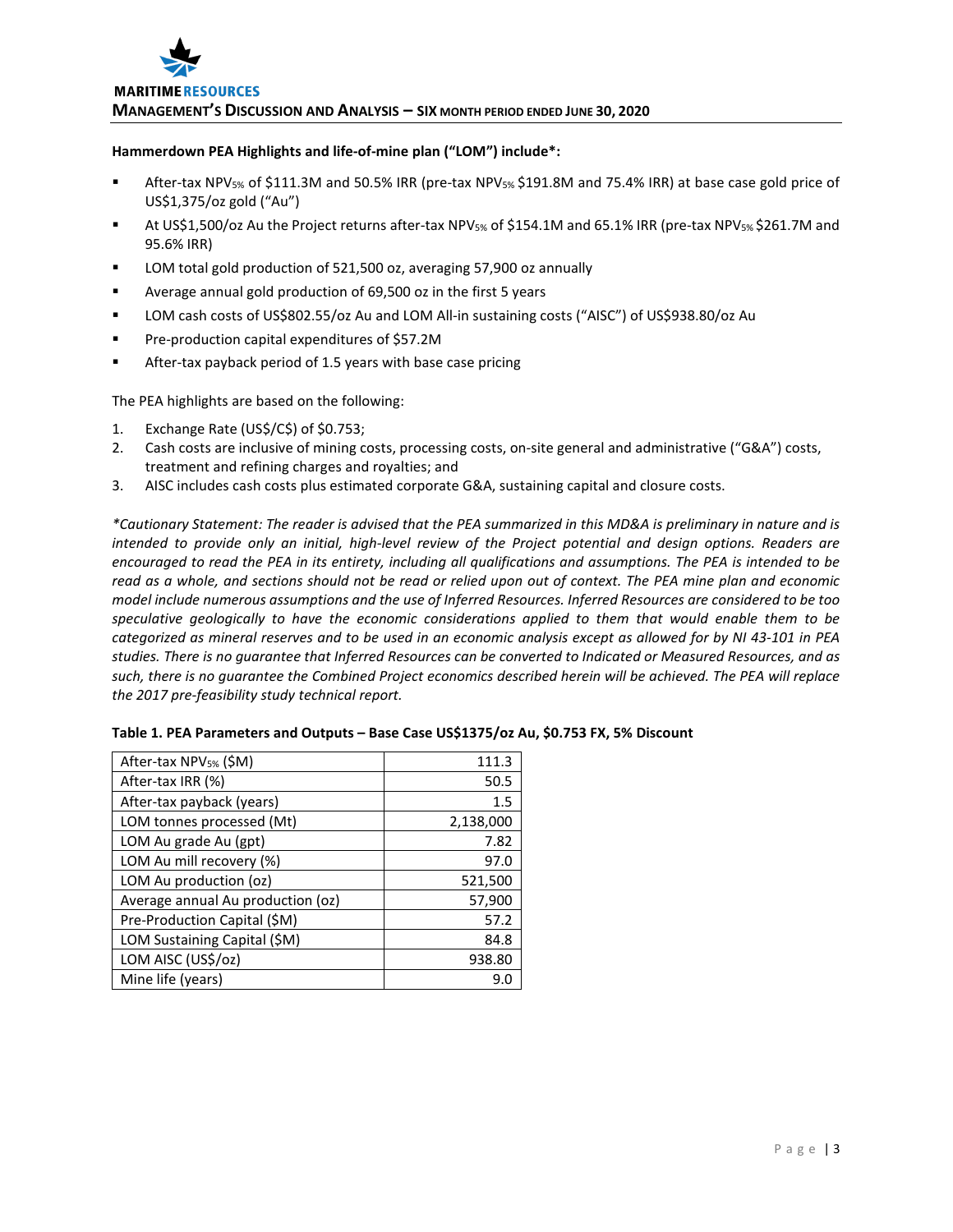**Hammerdown PEA Highlights and life-of-mine plan (“LOM”) include*:**

- After-tax $NPV_{5\%}$ of $111.3M and 50.5% IRR (pre-tax $NPV_{5\%}$ $191.8M and 75.4% IRR) at base case gold price of US$1,375/oz gold (“Au”)
- At US$1,500/oz Au the Project returns after-tax $NPV_{5\%}$ of $154.1M and 65.1% IRR (pre-tax $NPV_{5\%}$ $261.7M and 95.6% IRR)
- LOM total gold production of 521,500 oz, averaging 57,900 oz annually
- Average annual gold production of 69,500 oz in the first 5 years
- LOM cash costs of US$802.55/oz Au and LOM All-in sustaining costs (“AISC”) of US$938.80/oz Au
- Pre-production capital expenditures of $57.2M
- After-tax payback period of 1.5 years with base case pricing

The PEA highlights are based on the following:

1. Exchange Rate (US$/C$) of $0.753;
2. Cash costs are inclusive of mining costs, processing costs, on-site general and administrative (“G&A”) costs, treatment and refining charges and royalties; and
3. AISC includes cash costs plus estimated corporate G&A, sustaining capital and closure costs.

*\*Cautionary Statement: The reader is advised that the PEA summarized in this MD&A is preliminary in nature and is intended to provide only an initial, high-level review of the Project potential and design options. Readers are encouraged to read the PEA in its entirety, including all qualifications and assumptions. The PEA is intended to be read as a whole, and sections should not be read or relied upon out of context. The PEA mine plan and economic model include numerous assumptions and the use of Inferred Resources. Inferred Resources are considered to be too speculative geologically to have the economic considerations applied to them that would enable them to be categorized as mineral reserves and to be used in an economic analysis except as allowed for by NI 43-101 in PEA studies. There is no guarantee that Inferred Resources can be converted to Indicated or Measured Resources, and as such, there is no guarantee the Combined Project economics described herein will be achieved. The PEA will replace the 2017 pre-feasibility study technical report.*

**Table 1. PEA Parameters and Outputs – Base Case US$1375/oz Au, $0.753 FX, 5% Discount**

| Parameter | Value |
|---|---|
| After-tax $NPV_{5\%}$ ($M) | 111.3 |
| After-tax IRR (%) | 50.5 |
| After-tax payback (years) | 1.5 |
| LOM tonnes processed (Mt) | 2,138,000 |
| LOM Au grade Au (gpt) | 7.82 |
| LOM Au mill recovery (%) | 97.0 |
| LOM Au production (oz) | 521,500 |
| Average annual Au production (oz) | 57,900 |
| Pre-Production Capital ($M) | 57.2 |
| LOM Sustaining Capital ($M) | 84.8 |
| LOM AISC (US$/oz) | 938.80 |
| Mine life (years) | 9.0 |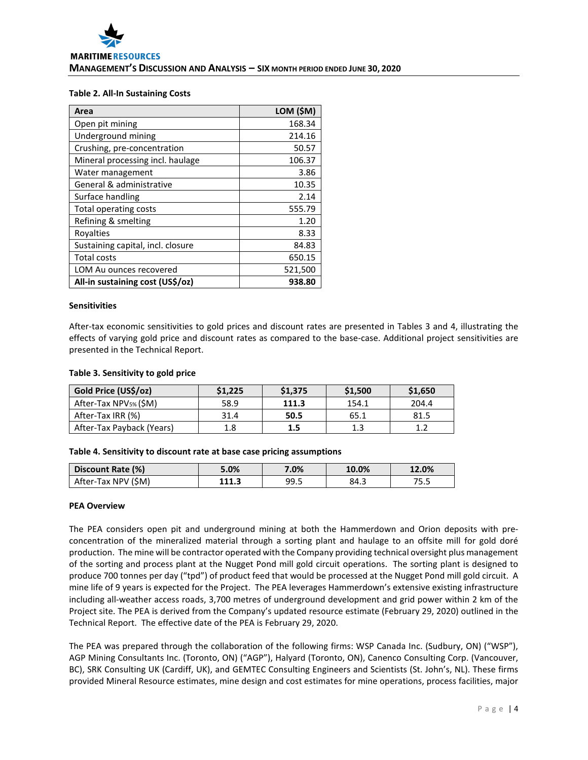**Table 2. All-In Sustaining Costs**

| Area | LOM ($M) |
|---|---|
| Open pit mining | 168.34 |
| Underground mining | 214.16 |
| Crushing, pre-concentration | 50.57 |
| Mineral processing incl. haulage | 106.37 |
| Water management | 3.86 |
| General & administrative | 10.35 |
| Surface handling | 2.14 |
| Total operating costs | 555.79 |
| Refining & smelting | 1.20 |
| Royalties | 8.33 |
| Sustaining capital, incl. closure | 84.83 |
| Total costs | 650.15 |
| LOM Au ounces recovered | 521,500 |
| **All-in sustaining cost (US$/oz)** | **938.80** |

**Sensitivities**

After-tax economic sensitivities to gold prices and discount rates are presented in Tables 3 and 4, illustrating the effects of varying gold price and discount rates as compared to the base-case. Additional project sensitivities are presented in the Technical Report.

**Table 3. Sensitivity to gold price**

| Gold Price (US$/oz) | $1,225 | $1,375 | $1,500 | $1,650 |
|---|---|---|---|---|
| After-Tax $NPV_{5\%}$ ($M) | 58.9 | **111.3** | 154.1 | 204.4 |
| After-Tax IRR (%) | 31.4 | **50.5** | 65.1 | 81.5 |
| After-Tax Payback (Years) | 1.8 | **1.5** | 1.3 | 1.2 |

**Table 4. Sensitivity to discount rate at base case pricing assumptions**

| Discount Rate (%) | 5.0% | 7.0% | 10.0% | 12.0% |
|---|---|---|---|---|
| After-Tax NPV ($M) | **111.3** | 99.5 | 84.3 | 75.5 |

**PEA Overview**

The PEA considers open pit and underground mining at both the Hammerdown and Orion deposits with pre-concentration of the mineralized material through a sorting plant and haulage to an offsite mill for gold doré production. The mine will be contractor operated with the Company providing technical oversight plus management of the sorting and process plant at the Nugget Pond mill gold circuit operations. The sorting plant is designed to produce 700 tonnes per day ("tpd") of product feed that would be processed at the Nugget Pond mill gold circuit. A mine life of 9 years is expected for the Project. The PEA leverages Hammerdown's extensive existing infrastructure including all-weather access roads, 3,700 metres of underground development and grid power within 2 km of the Project site. The PEA is derived from the Company's updated resource estimate (February 29, 2020) outlined in the Technical Report. The effective date of the PEA is February 29, 2020.

The PEA was prepared through the collaboration of the following firms: WSP Canada Inc. (Sudbury, ON) ("WSP"), AGP Mining Consultants Inc. (Toronto, ON) ("AGP"), Halyard (Toronto, ON), Canenco Consulting Corp. (Vancouver, BC), SRK Consulting UK (Cardiff, UK), and GEMTEC Consulting Engineers and Scientists (St. John's, NL). These firms provided Mineral Resource estimates, mine design and cost estimates for mine operations, process facilities, major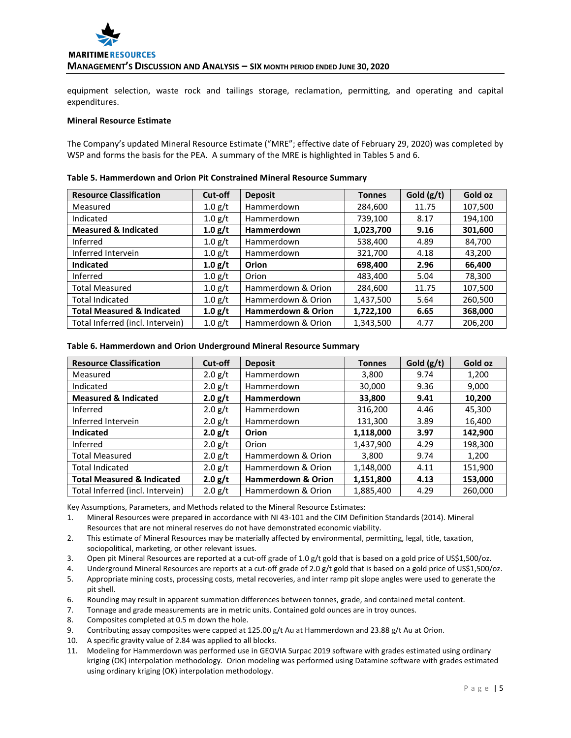equipment selection, waste rock and tailings storage, reclamation, permitting, and operating and capital expenditures.

**Mineral Resource Estimate**

The Company's updated Mineral Resource Estimate ("MRE"; effective date of February 29, 2020) was completed by WSP and forms the basis for the PEA. A summary of the MRE is highlighted in Tables 5 and 6.

**Table 5. Hammerdown and Orion Pit Constrained Mineral Resource Summary**

| Resource Classification | Cut-off | Deposit | Tonnes | Gold (g/t) | Gold oz |
|---|---|---|---|---|---|
| Measured | 1.0 g/t | Hammerdown | 284,600 | 11.75 | 107,500 |
| Indicated | 1.0 g/t | Hammerdown | 739,100 | 8.17 | 194,100 |
| **Measured & Indicated** | **1.0 g/t** | **Hammerdown** | **1,023,700** | **9.16** | **301,600** |
| Inferred | 1.0 g/t | Hammerdown | 538,400 | 4.89 | 84,700 |
| Inferred Intervein | 1.0 g/t | Hammerdown | 321,700 | 4.18 | 43,200 |
| **Indicated** | **1.0 g/t** | **Orion** | **698,400** | **2.96** | **66,400** |
| Inferred | 1.0 g/t | Orion | 483,400 | 5.04 | 78,300 |
| Total Measured | 1.0 g/t | Hammerdown & Orion | 284,600 | 11.75 | 107,500 |
| Total Indicated | 1.0 g/t | Hammerdown & Orion | 1,437,500 | 5.64 | 260,500 |
| **Total Measured & Indicated** | **1.0 g/t** | **Hammerdown & Orion** | **1,722,100** | **6.65** | **368,000** |
| Total Inferred (incl. Intervein) | 1.0 g/t | Hammerdown & Orion | 1,343,500 | 4.77 | 206,200 |

**Table 6. Hammerdown and Orion Underground Mineral Resource Summary**

| Resource Classification | Cut-off | Deposit | Tonnes | Gold (g/t) | Gold oz |
|---|---|---|---|---|---|
| Measured | 2.0 g/t | Hammerdown | 3,800 | 9.74 | 1,200 |
| Indicated | 2.0 g/t | Hammerdown | 30,000 | 9.36 | 9,000 |
| **Measured & Indicated** | **2.0 g/t** | **Hammerdown** | **33,800** | **9.41** | **10,200** |
| Inferred | 2.0 g/t | Hammerdown | 316,200 | 4.46 | 45,300 |
| Inferred Intervein | 2.0 g/t | Hammerdown | 131,300 | 3.89 | 16,400 |
| **Indicated** | **2.0 g/t** | **Orion** | **1,118,000** | **3.97** | **142,900** |
| Inferred | 2.0 g/t | Orion | 1,437,900 | 4.29 | 198,300 |
| Total Measured | 2.0 g/t | Hammerdown & Orion | 3,800 | 9.74 | 1,200 |
| Total Indicated | 2.0 g/t | Hammerdown & Orion | 1,148,000 | 4.11 | 151,900 |
| **Total Measured & Indicated** | **2.0 g/t** | **Hammerdown & Orion** | **1,151,800** | **4.13** | **153,000** |
| Total Inferred (incl. Intervein) | 2.0 g/t | Hammerdown & Orion | 1,885,400 | 4.29 | 260,000 |

Key Assumptions, Parameters, and Methods related to the Mineral Resource Estimates:

1. Mineral Resources were prepared in accordance with NI 43-101 and the CIM Definition Standards (2014). Mineral Resources that are not mineral reserves do not have demonstrated economic viability.
2. This estimate of Mineral Resources may be materially affected by environmental, permitting, legal, title, taxation, sociopolitical, marketing, or other relevant issues.
3. Open pit Mineral Resources are reported at a cut-off grade of 1.0 g/t gold that is based on a gold price of US$1,500/oz.
4. Underground Mineral Resources are reports at a cut-off grade of 2.0 g/t gold that is based on a gold price of US$1,500/oz.
5. Appropriate mining costs, processing costs, metal recoveries, and inter ramp pit slope angles were used to generate the pit shell.
6. Rounding may result in apparent summation differences between tonnes, grade, and contained metal content.
7. Tonnage and grade measurements are in metric units. Contained gold ounces are in troy ounces.
8. Composites completed at 0.5 m down the hole.
9. Contributing assay composites were capped at 125.00 g/t Au at Hammerdown and 23.88 g/t Au at Orion.
10. A specific gravity value of 2.84 was applied to all blocks.
11. Modeling for Hammerdown was performed use in GEOVIA Surpac 2019 software with grades estimated using ordinary kriging (OK) interpolation methodology. Orion modeling was performed using Datamine software with grades estimated using ordinary kriging (OK) interpolation methodology.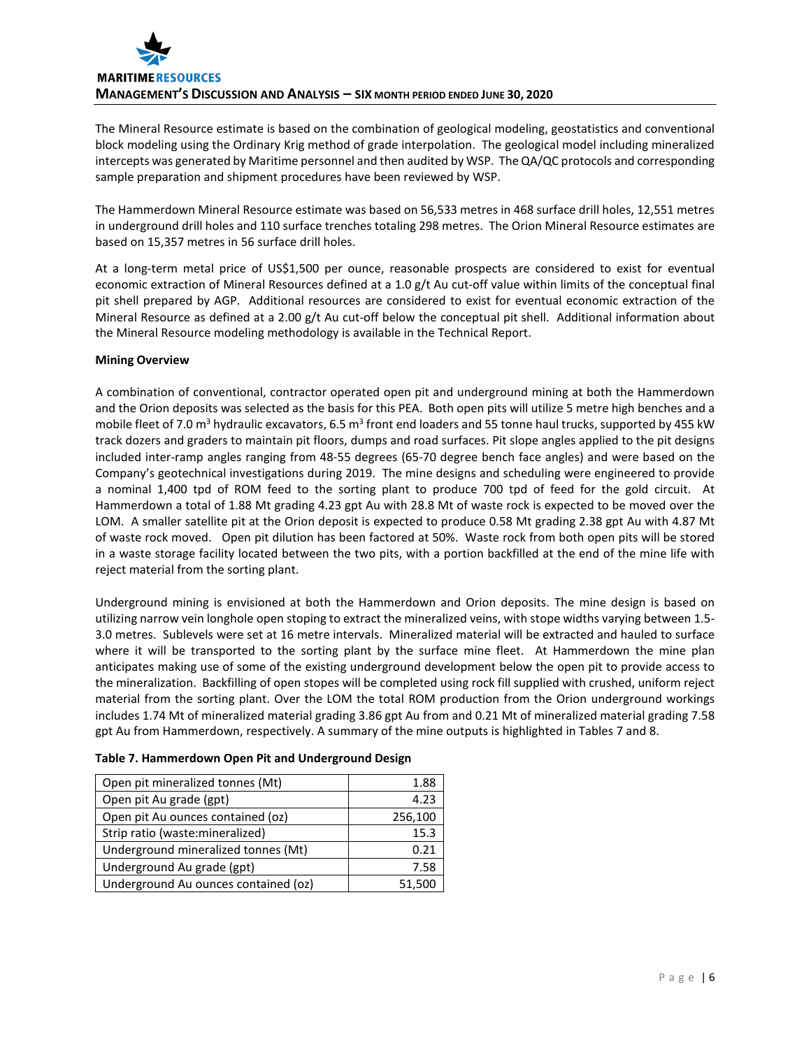The Mineral Resource estimate is based on the combination of geological modeling, geostatistics and conventional block modeling using the Ordinary Krig method of grade interpolation. The geological model including mineralized intercepts was generated by Maritime personnel and then audited by WSP. The QA/QC protocols and corresponding sample preparation and shipment procedures have been reviewed by WSP.

The Hammerdown Mineral Resource estimate was based on 56,533 metres in 468 surface drill holes, 12,551 metres in underground drill holes and 110 surface trenches totaling 298 metres. The Orion Mineral Resource estimates are based on 15,357 metres in 56 surface drill holes.

At a long-term metal price of US$1,500 per ounce, reasonable prospects are considered to exist for eventual economic extraction of Mineral Resources defined at a 1.0 g/t Au cut-off value within limits of the conceptual final pit shell prepared by AGP. Additional resources are considered to exist for eventual economic extraction of the Mineral Resource as defined at a 2.00 g/t Au cut-off below the conceptual pit shell. Additional information about the Mineral Resource modeling methodology is available in the Technical Report.

**Mining Overview**

A combination of conventional, contractor operated open pit and underground mining at both the Hammerdown and the Orion deposits was selected as the basis for this PEA. Both open pits will utilize 5 metre high benches and a mobile fleet of 7.0 $m^3$ hydraulic excavators, 6.5 $m^3$ front end loaders and 55 tonne haul trucks, supported by 455 kW track dozers and graders to maintain pit floors, dumps and road surfaces. Pit slope angles applied to the pit designs included inter-ramp angles ranging from 48-55 degrees (65-70 degree bench face angles) and were based on the Company's geotechnical investigations during 2019. The mine designs and scheduling were engineered to provide a nominal 1,400 tpd of ROM feed to the sorting plant to produce 700 tpd of feed for the gold circuit. At Hammerdown a total of 1.88 Mt grading 4.23 gpt Au with 28.8 Mt of waste rock is expected to be moved over the LOM. A smaller satellite pit at the Orion deposit is expected to produce 0.58 Mt grading 2.38 gpt Au with 4.87 Mt of waste rock moved. Open pit dilution has been factored at 50%. Waste rock from both open pits will be stored in a waste storage facility located between the two pits, with a portion backfilled at the end of the mine life with reject material from the sorting plant.

Underground mining is envisioned at both the Hammerdown and Orion deposits. The mine design is based on utilizing narrow vein longhole open stoping to extract the mineralized veins, with stope widths varying between 1.5-3.0 metres. Sublevels were set at 16 metre intervals. Mineralized material will be extracted and hauled to surface where it will be transported to the sorting plant by the surface mine fleet. At Hammerdown the mine plan anticipates making use of some of the existing underground development below the open pit to provide access to the mineralization. Backfilling of open stopes will be completed using rock fill supplied with crushed, uniform reject material from the sorting plant. Over the LOM the total ROM production from the Orion underground workings includes 1.74 Mt of mineralized material grading 3.86 gpt Au from and 0.21 Mt of mineralized material grading 7.58 gpt Au from Hammerdown, respectively. A summary of the mine outputs is highlighted in Tables 7 and 8.

**Table 7. Hammerdown Open Pit and Underground Design**

| | |
|---|---:|
| Open pit mineralized tonnes (Mt) | 1.88 |
| Open pit Au grade (gpt) | 4.23 |
| Open pit Au ounces contained (oz) | 256,100 |
| Strip ratio (waste:mineralized) | 15.3 |
| Underground mineralized tonnes (Mt) | 0.21 |
| Underground Au grade (gpt) | 7.58 |
| Underground Au ounces contained (oz) | 51,500 |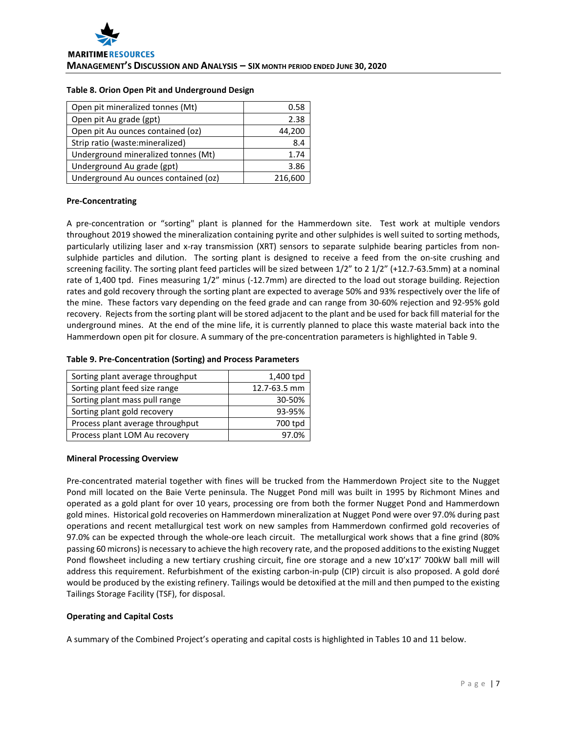**Table 8. Orion Open Pit and Underground Design**

| | |
|---|---|
| Open pit mineralized tonnes (Mt) | 0.58 |
| Open pit Au grade (gpt) | 2.38 |
| Open pit Au ounces contained (oz) | 44,200 |
| Strip ratio (waste:mineralized) | 8.4 |
| Underground mineralized tonnes (Mt) | 1.74 |
| Underground Au grade (gpt) | 3.86 |
| Underground Au ounces contained (oz) | 216,600 |

**Pre-Concentrating**

A pre-concentration or "sorting" plant is planned for the Hammerdown site. Test work at multiple vendors throughout 2019 showed the mineralization containing pyrite and other sulphides is well suited to sorting methods, particularly utilizing laser and x-ray transmission (XRT) sensors to separate sulphide bearing particles from non-sulphide particles and dilution. The sorting plant is designed to receive a feed from the on-site crushing and screening facility. The sorting plant feed particles will be sized between 1/2" to 2 1/2" (+12.7-63.5mm) at a nominal rate of 1,400 tpd. Fines measuring 1/2" minus (-12.7mm) are directed to the load out storage building. Rejection rates and gold recovery through the sorting plant are expected to average 50% and 93% respectively over the life of the mine. These factors vary depending on the feed grade and can range from 30-60% rejection and 92-95% gold recovery. Rejects from the sorting plant will be stored adjacent to the plant and be used for back fill material for the underground mines. At the end of the mine life, it is currently planned to place this waste material back into the Hammerdown open pit for closure. A summary of the pre-concentration parameters is highlighted in Table 9.

**Table 9. Pre-Concentration (Sorting) and Process Parameters**

| | |
|---|---|
| Sorting plant average throughput | 1,400 tpd |
| Sorting plant feed size range | 12.7-63.5 mm |
| Sorting plant mass pull range | 30-50% |
| Sorting plant gold recovery | 93-95% |
| Process plant average throughput | 700 tpd |
| Process plant LOM Au recovery | 97.0% |

**Mineral Processing Overview**

Pre-concentrated material together with fines will be trucked from the Hammerdown Project site to the Nugget Pond mill located on the Baie Verte peninsula. The Nugget Pond mill was built in 1995 by Richmont Mines and operated as a gold plant for over 10 years, processing ore from both the former Nugget Pond and Hammerdown gold mines. Historical gold recoveries on Hammerdown mineralization at Nugget Pond were over 97.0% during past operations and recent metallurgical test work on new samples from Hammerdown confirmed gold recoveries of 97.0% can be expected through the whole-ore leach circuit. The metallurgical work shows that a fine grind (80% passing 60 microns) is necessary to achieve the high recovery rate, and the proposed additions to the existing Nugget Pond flowsheet including a new tertiary crushing circuit, fine ore storage and a new 10'x17' 700kW ball mill will address this requirement. Refurbishment of the existing carbon-in-pulp (CIP) circuit is also proposed. A gold doré would be produced by the existing refinery. Tailings would be detoxified at the mill and then pumped to the existing Tailings Storage Facility (TSF), for disposal.

**Operating and Capital Costs**

A summary of the Combined Project's operating and capital costs is highlighted in Tables 10 and 11 below.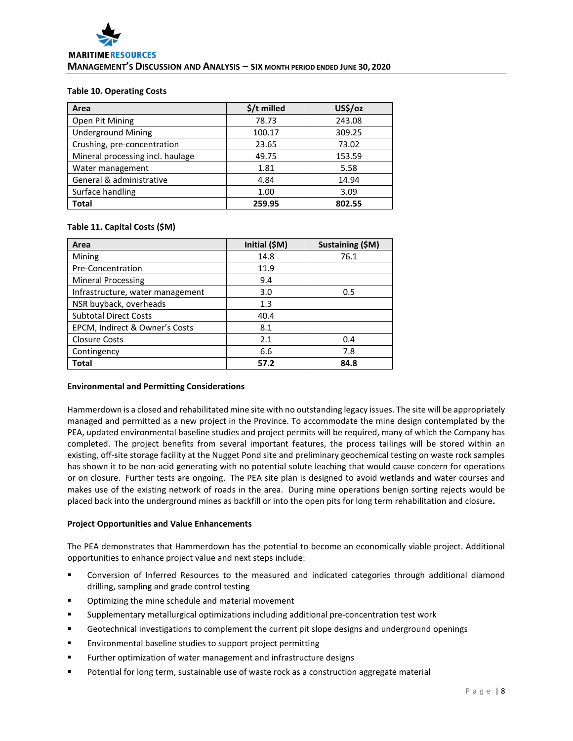**Table 10. Operating Costs**

| Area | $/t milled | US$/oz |
|---|---|---|
| Open Pit Mining | 78.73 | 243.08 |
| Underground Mining | 100.17 | 309.25 |
| Crushing, pre-concentration | 23.65 | 73.02 |
| Mineral processing incl. haulage | 49.75 | 153.59 |
| Water management | 1.81 | 5.58 |
| General & administrative | 4.84 | 14.94 |
| Surface handling | 1.00 | 3.09 |
| **Total** | **259.95** | **802.55** |

**Table 11. Capital Costs ($M)**

| Area | Initial ($M) | Sustaining ($M) |
|---|---|---|
| Mining | 14.8 | 76.1 |
| Pre-Concentration | 11.9 | |
| Mineral Processing | 9.4 | |
| Infrastructure, water management | 3.0 | 0.5 |
| NSR buyback, overheads | 1.3 | |
| Subtotal Direct Costs | 40.4 | |
| EPCM, Indirect & Owner's Costs | 8.1 | |
| Closure Costs | 2.1 | 0.4 |
| Contingency | 6.6 | 7.8 |
| **Total** | **57.2** | **84.8** |

**Environmental and Permitting Considerations**

Hammerdown is a closed and rehabilitated mine site with no outstanding legacy issues. The site will be appropriately managed and permitted as a new project in the Province. To accommodate the mine design contemplated by the PEA, updated environmental baseline studies and project permits will be required, many of which the Company has completed. The project benefits from several important features, the process tailings will be stored within an existing, off-site storage facility at the Nugget Pond site and preliminary geochemical testing on waste rock samples has shown it to be non-acid generating with no potential solute leaching that would cause concern for operations or on closure. Further tests are ongoing. The PEA site plan is designed to avoid wetlands and water courses and makes use of the existing network of roads in the area. During mine operations benign sorting rejects would be placed back into the underground mines as backfill or into the open pits for long term rehabilitation and closure.

**Project Opportunities and Value Enhancements**

The PEA demonstrates that Hammerdown has the potential to become an economically viable project. Additional opportunities to enhance project value and next steps include:

- Conversion of Inferred Resources to the measured and indicated categories through additional diamond drilling, sampling and grade control testing
- Optimizing the mine schedule and material movement
- Supplementary metallurgical optimizations including additional pre-concentration test work
- Geotechnical investigations to complement the current pit slope designs and underground openings
- Environmental baseline studies to support project permitting
- Further optimization of water management and infrastructure designs
- Potential for long term, sustainable use of waste rock as a construction aggregate material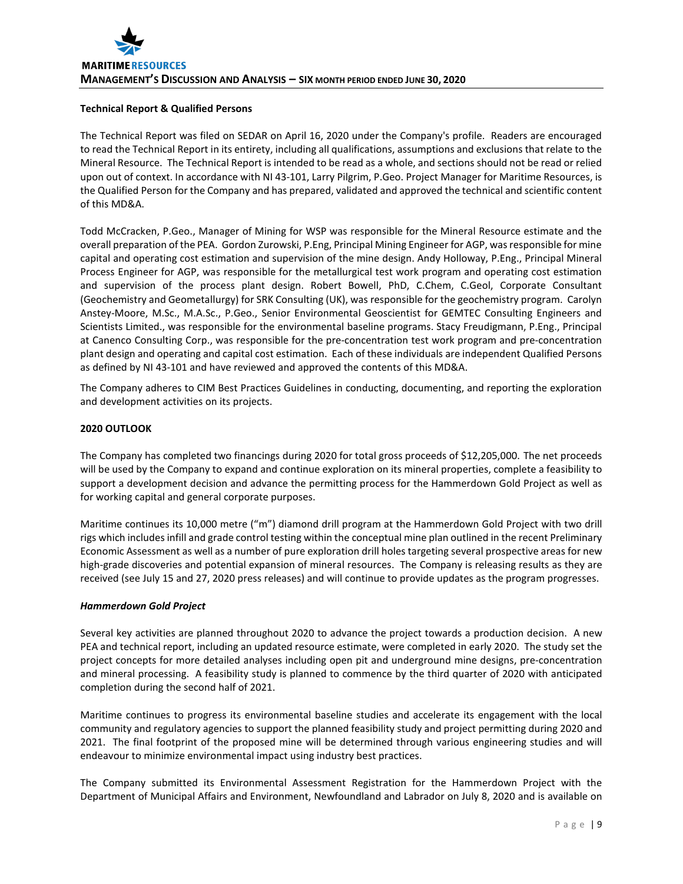**Technical Report & Qualified Persons**

The Technical Report was filed on SEDAR on April 16, 2020 under the Company's profile. Readers are encouraged to read the Technical Report in its entirety, including all qualifications, assumptions and exclusions that relate to the Mineral Resource. The Technical Report is intended to be read as a whole, and sections should not be read or relied upon out of context. In accordance with NI 43-101, Larry Pilgrim, P.Geo. Project Manager for Maritime Resources, is the Qualified Person for the Company and has prepared, validated and approved the technical and scientific content of this MD&A.

Todd McCracken, P.Geo., Manager of Mining for WSP was responsible for the Mineral Resource estimate and the overall preparation of the PEA. Gordon Zurowski, P.Eng, Principal Mining Engineer for AGP, was responsible for mine capital and operating cost estimation and supervision of the mine design. Andy Holloway, P.Eng., Principal Mineral Process Engineer for AGP, was responsible for the metallurgical test work program and operating cost estimation and supervision of the process plant design. Robert Bowell, PhD, C.Chem, C.Geol, Corporate Consultant (Geochemistry and Geometallurgy) for SRK Consulting (UK), was responsible for the geochemistry program. Carolyn Anstey-Moore, M.Sc., M.A.Sc., P.Geo., Senior Environmental Geoscientist for GEMTEC Consulting Engineers and Scientists Limited., was responsible for the environmental baseline programs. Stacy Freudigmann, P.Eng., Principal at Canenco Consulting Corp., was responsible for the pre-concentration test work program and pre-concentration plant design and operating and capital cost estimation. Each of these individuals are independent Qualified Persons as defined by NI 43-101 and have reviewed and approved the contents of this MD&A.

The Company adheres to CIM Best Practices Guidelines in conducting, documenting, and reporting the exploration and development activities on its projects.

## 2020 OUTLOOK

The Company has completed two financings during 2020 for total gross proceeds of $12,205,000. The net proceeds will be used by the Company to expand and continue exploration on its mineral properties, complete a feasibility to support a development decision and advance the permitting process for the Hammerdown Gold Project as well as for working capital and general corporate purposes.

Maritime continues its 10,000 metre ("m") diamond drill program at the Hammerdown Gold Project with two drill rigs which includes infill and grade control testing within the conceptual mine plan outlined in the recent Preliminary Economic Assessment as well as a number of pure exploration drill holes targeting several prospective areas for new high-grade discoveries and potential expansion of mineral resources. The Company is releasing results as they are received (see July 15 and 27, 2020 press releases) and will continue to provide updates as the program progresses.

### *Hammerdown Gold Project*

Several key activities are planned throughout 2020 to advance the project towards a production decision. A new PEA and technical report, including an updated resource estimate, were completed in early 2020. The study set the project concepts for more detailed analyses including open pit and underground mine designs, pre-concentration and mineral processing. A feasibility study is planned to commence by the third quarter of 2020 with anticipated completion during the second half of 2021.

Maritime continues to progress its environmental baseline studies and accelerate its engagement with the local community and regulatory agencies to support the planned feasibility study and project permitting during 2020 and 2021. The final footprint of the proposed mine will be determined through various engineering studies and will endeavour to minimize environmental impact using industry best practices.

The Company submitted its Environmental Assessment Registration for the Hammerdown Project with the Department of Municipal Affairs and Environment, Newfoundland and Labrador on July 8, 2020 and is available on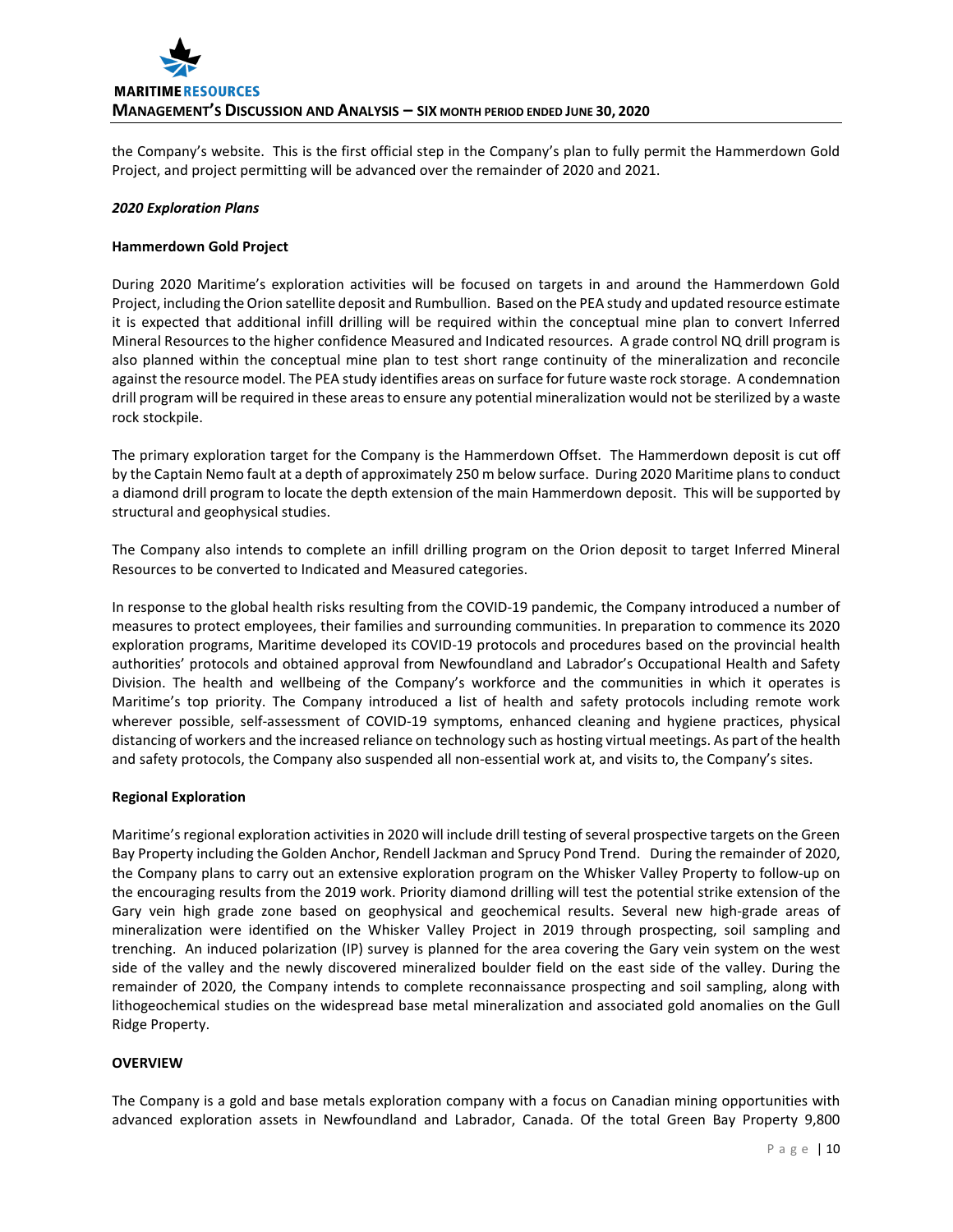the Company's website. This is the first official step in the Company's plan to fully permit the Hammerdown Gold Project, and project permitting will be advanced over the remainder of 2020 and 2021.

***2020 Exploration Plans***

**Hammerdown Gold Project**

During 2020 Maritime's exploration activities will be focused on targets in and around the Hammerdown Gold Project, including the Orion satellite deposit and Rumbullion. Based on the PEA study and updated resource estimate it is expected that additional infill drilling will be required within the conceptual mine plan to convert Inferred Mineral Resources to the higher confidence Measured and Indicated resources. A grade control NQ drill program is also planned within the conceptual mine plan to test short range continuity of the mineralization and reconcile against the resource model. The PEA study identifies areas on surface for future waste rock storage. A condemnation drill program will be required in these areas to ensure any potential mineralization would not be sterilized by a waste rock stockpile.

The primary exploration target for the Company is the Hammerdown Offset. The Hammerdown deposit is cut off by the Captain Nemo fault at a depth of approximately 250 m below surface. During 2020 Maritime plans to conduct a diamond drill program to locate the depth extension of the main Hammerdown deposit. This will be supported by structural and geophysical studies.

The Company also intends to complete an infill drilling program on the Orion deposit to target Inferred Mineral Resources to be converted to Indicated and Measured categories.

In response to the global health risks resulting from the COVID-19 pandemic, the Company introduced a number of measures to protect employees, their families and surrounding communities. In preparation to commence its 2020 exploration programs, Maritime developed its COVID-19 protocols and procedures based on the provincial health authorities' protocols and obtained approval from Newfoundland and Labrador's Occupational Health and Safety Division. The health and wellbeing of the Company's workforce and the communities in which it operates is Maritime's top priority. The Company introduced a list of health and safety protocols including remote work wherever possible, self-assessment of COVID-19 symptoms, enhanced cleaning and hygiene practices, physical distancing of workers and the increased reliance on technology such as hosting virtual meetings. As part of the health and safety protocols, the Company also suspended all non-essential work at, and visits to, the Company's sites.

**Regional Exploration**

Maritime's regional exploration activities in 2020 will include drill testing of several prospective targets on the Green Bay Property including the Golden Anchor, Rendell Jackman and Sprucy Pond Trend. During the remainder of 2020, the Company plans to carry out an extensive exploration program on the Whisker Valley Property to follow-up on the encouraging results from the 2019 work. Priority diamond drilling will test the potential strike extension of the Gary vein high grade zone based on geophysical and geochemical results. Several new high-grade areas of mineralization were identified on the Whisker Valley Project in 2019 through prospecting, soil sampling and trenching. An induced polarization (IP) survey is planned for the area covering the Gary vein system on the west side of the valley and the newly discovered mineralized boulder field on the east side of the valley. During the remainder of 2020, the Company intends to complete reconnaissance prospecting and soil sampling, along with lithogeochemical studies on the widespread base metal mineralization and associated gold anomalies on the Gull Ridge Property.

**OVERVIEW**

The Company is a gold and base metals exploration company with a focus on Canadian mining opportunities with advanced exploration assets in Newfoundland and Labrador, Canada. Of the total Green Bay Property 9,800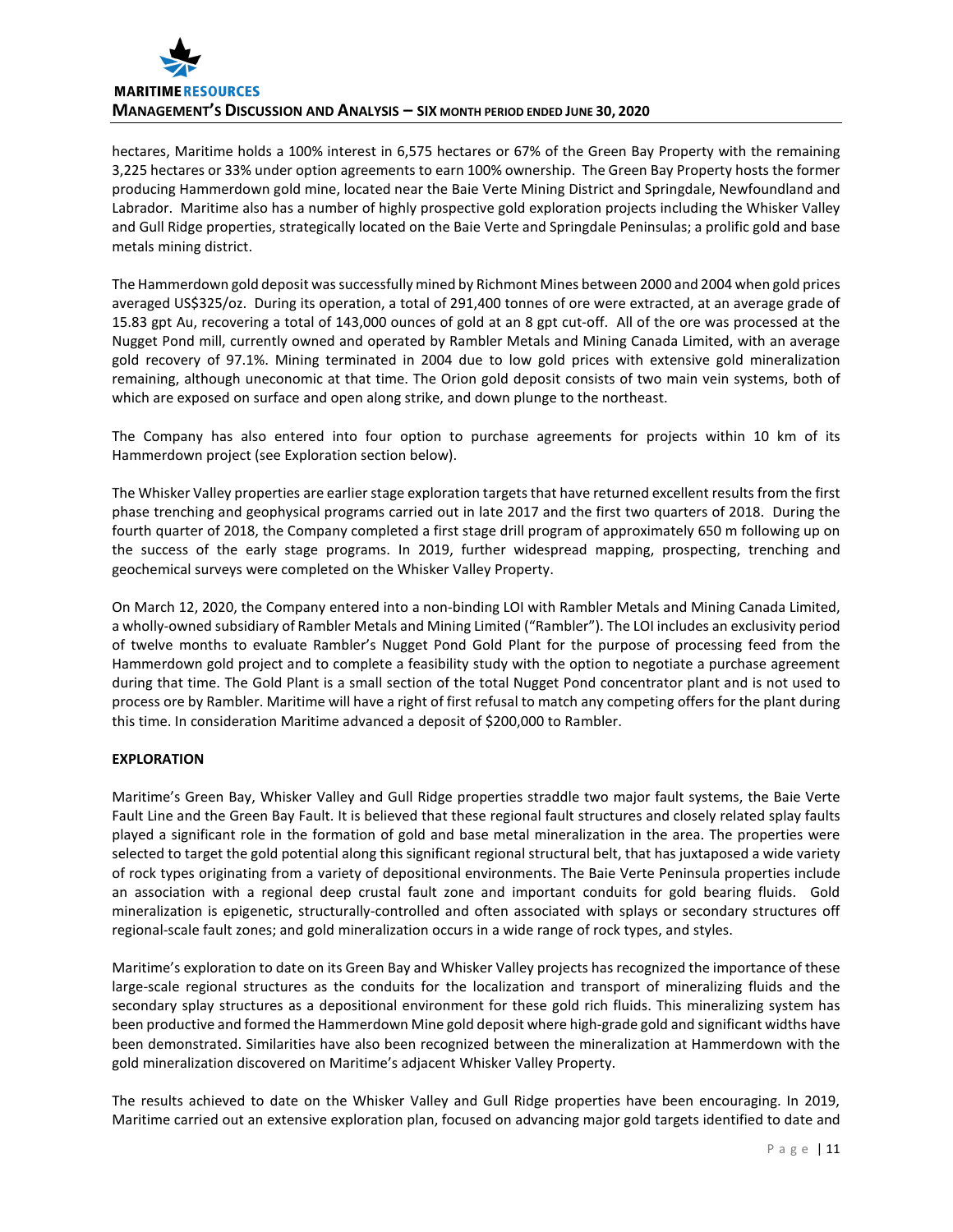hectares, Maritime holds a 100% interest in 6,575 hectares or 67% of the Green Bay Property with the remaining 3,225 hectares or 33% under option agreements to earn 100% ownership. The Green Bay Property hosts the former producing Hammerdown gold mine, located near the Baie Verte Mining District and Springdale, Newfoundland and Labrador. Maritime also has a number of highly prospective gold exploration projects including the Whisker Valley and Gull Ridge properties, strategically located on the Baie Verte and Springdale Peninsulas; a prolific gold and base metals mining district.

The Hammerdown gold deposit was successfully mined by Richmont Mines between 2000 and 2004 when gold prices averaged US$325/oz. During its operation, a total of 291,400 tonnes of ore were extracted, at an average grade of 15.83 gpt Au, recovering a total of 143,000 ounces of gold at an 8 gpt cut-off. All of the ore was processed at the Nugget Pond mill, currently owned and operated by Rambler Metals and Mining Canada Limited, with an average gold recovery of 97.1%. Mining terminated in 2004 due to low gold prices with extensive gold mineralization remaining, although uneconomic at that time. The Orion gold deposit consists of two main vein systems, both of which are exposed on surface and open along strike, and down plunge to the northeast.

The Company has also entered into four option to purchase agreements for projects within 10 km of its Hammerdown project (see Exploration section below).

The Whisker Valley properties are earlier stage exploration targets that have returned excellent results from the first phase trenching and geophysical programs carried out in late 2017 and the first two quarters of 2018. During the fourth quarter of 2018, the Company completed a first stage drill program of approximately 650 m following up on the success of the early stage programs. In 2019, further widespread mapping, prospecting, trenching and geochemical surveys were completed on the Whisker Valley Property.

On March 12, 2020, the Company entered into a non-binding LOI with Rambler Metals and Mining Canada Limited, a wholly-owned subsidiary of Rambler Metals and Mining Limited ("Rambler"). The LOI includes an exclusivity period of twelve months to evaluate Rambler's Nugget Pond Gold Plant for the purpose of processing feed from the Hammerdown gold project and to complete a feasibility study with the option to negotiate a purchase agreement during that time. The Gold Plant is a small section of the total Nugget Pond concentrator plant and is not used to process ore by Rambler. Maritime will have a right of first refusal to match any competing offers for the plant during this time. In consideration Maritime advanced a deposit of $200,000 to Rambler.

**EXPLORATION**

Maritime's Green Bay, Whisker Valley and Gull Ridge properties straddle two major fault systems, the Baie Verte Fault Line and the Green Bay Fault. It is believed that these regional fault structures and closely related splay faults played a significant role in the formation of gold and base metal mineralization in the area. The properties were selected to target the gold potential along this significant regional structural belt, that has juxtaposed a wide variety of rock types originating from a variety of depositional environments. The Baie Verte Peninsula properties include an association with a regional deep crustal fault zone and important conduits for gold bearing fluids. Gold mineralization is epigenetic, structurally-controlled and often associated with splays or secondary structures off regional-scale fault zones; and gold mineralization occurs in a wide range of rock types, and styles.

Maritime's exploration to date on its Green Bay and Whisker Valley projects has recognized the importance of these large-scale regional structures as the conduits for the localization and transport of mineralizing fluids and the secondary splay structures as a depositional environment for these gold rich fluids. This mineralizing system has been productive and formed the Hammerdown Mine gold deposit where high-grade gold and significant widths have been demonstrated. Similarities have also been recognized between the mineralization at Hammerdown with the gold mineralization discovered on Maritime's adjacent Whisker Valley Property.

The results achieved to date on the Whisker Valley and Gull Ridge properties have been encouraging. In 2019, Maritime carried out an extensive exploration plan, focused on advancing major gold targets identified to date and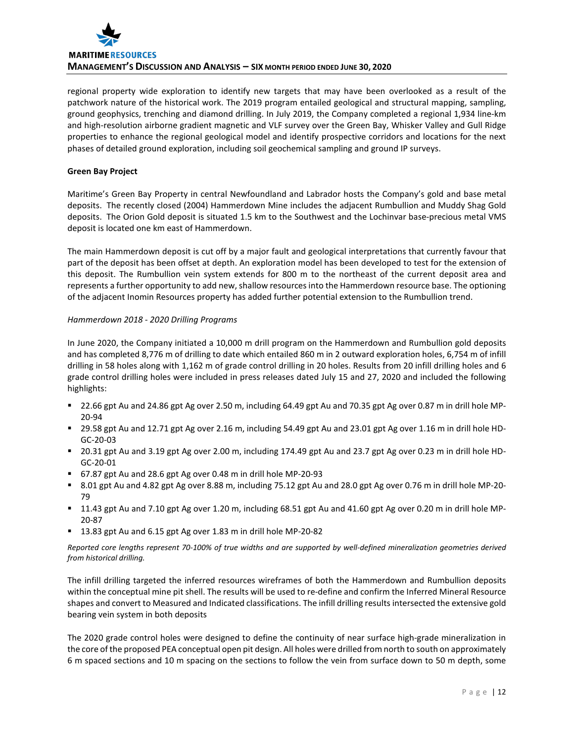regional property wide exploration to identify new targets that may have been overlooked as a result of the patchwork nature of the historical work. The 2019 program entailed geological and structural mapping, sampling, ground geophysics, trenching and diamond drilling. In July 2019, the Company completed a regional 1,934 line-km and high-resolution airborne gradient magnetic and VLF survey over the Green Bay, Whisker Valley and Gull Ridge properties to enhance the regional geological model and identify prospective corridors and locations for the next phases of detailed ground exploration, including soil geochemical sampling and ground IP surveys.

**Green Bay Project**

Maritime's Green Bay Property in central Newfoundland and Labrador hosts the Company's gold and base metal deposits. The recently closed (2004) Hammerdown Mine includes the adjacent Rumbullion and Muddy Shag Gold deposits. The Orion Gold deposit is situated 1.5 km to the Southwest and the Lochinvar base-precious metal VMS deposit is located one km east of Hammerdown.

The main Hammerdown deposit is cut off by a major fault and geological interpretations that currently favour that part of the deposit has been offset at depth. An exploration model has been developed to test for the extension of this deposit. The Rumbullion vein system extends for 800 m to the northeast of the current deposit area and represents a further opportunity to add new, shallow resources into the Hammerdown resource base. The optioning of the adjacent Inomin Resources property has added further potential extension to the Rumbullion trend.

*Hammerdown 2018 - 2020 Drilling Programs*

In June 2020, the Company initiated a 10,000 m drill program on the Hammerdown and Rumbullion gold deposits and has completed 8,776 m of drilling to date which entailed 860 m in 2 outward exploration holes, 6,754 m of infill drilling in 58 holes along with 1,162 m of grade control drilling in 20 holes. Results from 20 infill drilling holes and 6 grade control drilling holes were included in press releases dated July 15 and 27, 2020 and included the following highlights:

- 22.66 gpt Au and 24.86 gpt Ag over 2.50 m, including 64.49 gpt Au and 70.35 gpt Ag over 0.87 m in drill hole MP-20-94
- 29.58 gpt Au and 12.71 gpt Ag over 2.16 m, including 54.49 gpt Au and 23.01 gpt Ag over 1.16 m in drill hole HD-GC-20-03
- 20.31 gpt Au and 3.19 gpt Ag over 2.00 m, including 174.49 gpt Au and 23.7 gpt Ag over 0.23 m in drill hole HD-GC-20-01
- 67.87 gpt Au and 28.6 gpt Ag over 0.48 m in drill hole MP-20-93
- 8.01 gpt Au and 4.82 gpt Ag over 8.88 m, including 75.12 gpt Au and 28.0 gpt Ag over 0.76 m in drill hole MP-20-79
- 11.43 gpt Au and 7.10 gpt Ag over 1.20 m, including 68.51 gpt Au and 41.60 gpt Ag over 0.20 m in drill hole MP-20-87
- 13.83 gpt Au and 6.15 gpt Ag over 1.83 m in drill hole MP-20-82

*Reported core lengths represent 70-100% of true widths and are supported by well-defined mineralization geometries derived from historical drilling.*

The infill drilling targeted the inferred resources wireframes of both the Hammerdown and Rumbullion deposits within the conceptual mine pit shell. The results will be used to re-define and confirm the Inferred Mineral Resource shapes and convert to Measured and Indicated classifications. The infill drilling results intersected the extensive gold bearing vein system in both deposits

The 2020 grade control holes were designed to define the continuity of near surface high-grade mineralization in the core of the proposed PEA conceptual open pit design. All holes were drilled from north to south on approximately 6 m spaced sections and 10 m spacing on the sections to follow the vein from surface down to 50 m depth, some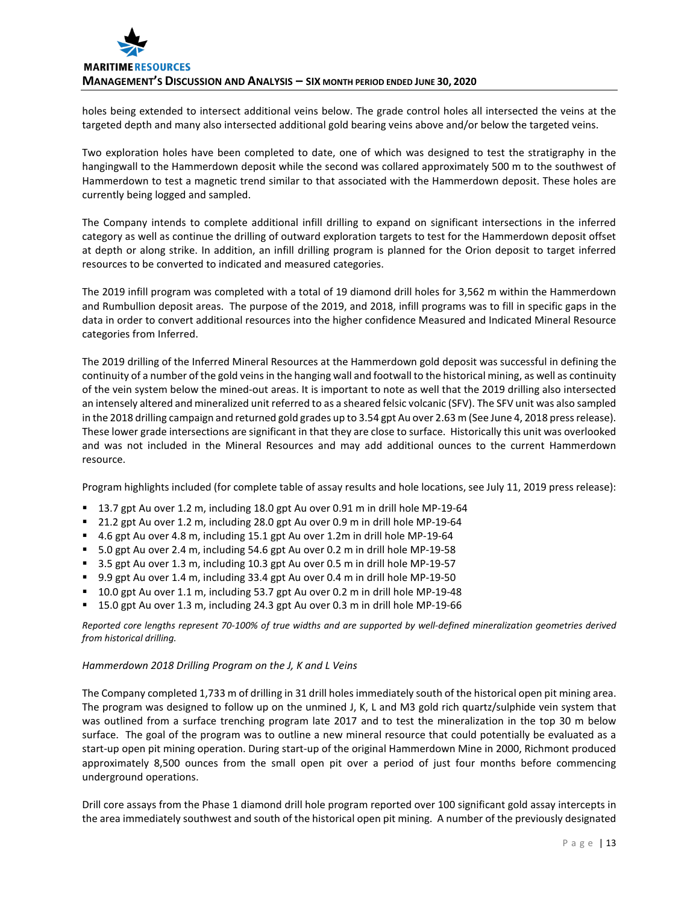holes being extended to intersect additional veins below. The grade control holes all intersected the veins at the targeted depth and many also intersected additional gold bearing veins above and/or below the targeted veins.

Two exploration holes have been completed to date, one of which was designed to test the stratigraphy in the hangingwall to the Hammerdown deposit while the second was collared approximately 500 m to the southwest of Hammerdown to test a magnetic trend similar to that associated with the Hammerdown deposit. These holes are currently being logged and sampled.

The Company intends to complete additional infill drilling to expand on significant intersections in the inferred category as well as continue the drilling of outward exploration targets to test for the Hammerdown deposit offset at depth or along strike. In addition, an infill drilling program is planned for the Orion deposit to target inferred resources to be converted to indicated and measured categories.

The 2019 infill program was completed with a total of 19 diamond drill holes for 3,562 m within the Hammerdown and Rumbullion deposit areas. The purpose of the 2019, and 2018, infill programs was to fill in specific gaps in the data in order to convert additional resources into the higher confidence Measured and Indicated Mineral Resource categories from Inferred.

The 2019 drilling of the Inferred Mineral Resources at the Hammerdown gold deposit was successful in defining the continuity of a number of the gold veins in the hanging wall and footwall to the historical mining, as well as continuity of the vein system below the mined-out areas. It is important to note as well that the 2019 drilling also intersected an intensely altered and mineralized unit referred to as a sheared felsic volcanic (SFV). The SFV unit was also sampled in the 2018 drilling campaign and returned gold grades up to 3.54 gpt Au over 2.63 m (See June 4, 2018 press release). These lower grade intersections are significant in that they are close to surface. Historically this unit was overlooked and was not included in the Mineral Resources and may add additional ounces to the current Hammerdown resource.

Program highlights included (for complete table of assay results and hole locations, see July 11, 2019 press release):

- 13.7 gpt Au over 1.2 m, including 18.0 gpt Au over 0.91 m in drill hole MP-19-64
- 21.2 gpt Au over 1.2 m, including 28.0 gpt Au over 0.9 m in drill hole MP-19-64
- 4.6 gpt Au over 4.8 m, including 15.1 gpt Au over 1.2m in drill hole MP-19-64
- 5.0 gpt Au over 2.4 m, including 54.6 gpt Au over 0.2 m in drill hole MP-19-58
- 3.5 gpt Au over 1.3 m, including 10.3 gpt Au over 0.5 m in drill hole MP-19-57
- 9.9 gpt Au over 1.4 m, including 33.4 gpt Au over 0.4 m in drill hole MP-19-50
- 10.0 gpt Au over 1.1 m, including 53.7 gpt Au over 0.2 m in drill hole MP-19-48
- 15.0 gpt Au over 1.3 m, including 24.3 gpt Au over 0.3 m in drill hole MP-19-66

*Reported core lengths represent 70-100% of true widths and are supported by well-defined mineralization geometries derived from historical drilling.*

*Hammerdown 2018 Drilling Program on the J, K and L Veins*

The Company completed 1,733 m of drilling in 31 drill holes immediately south of the historical open pit mining area. The program was designed to follow up on the unmined J, K, L and M3 gold rich quartz/sulphide vein system that was outlined from a surface trenching program late 2017 and to test the mineralization in the top 30 m below surface. The goal of the program was to outline a new mineral resource that could potentially be evaluated as a start-up open pit mining operation. During start-up of the original Hammerdown Mine in 2000, Richmont produced approximately 8,500 ounces from the small open pit over a period of just four months before commencing underground operations.

Drill core assays from the Phase 1 diamond drill hole program reported over 100 significant gold assay intercepts in the area immediately southwest and south of the historical open pit mining. A number of the previously designated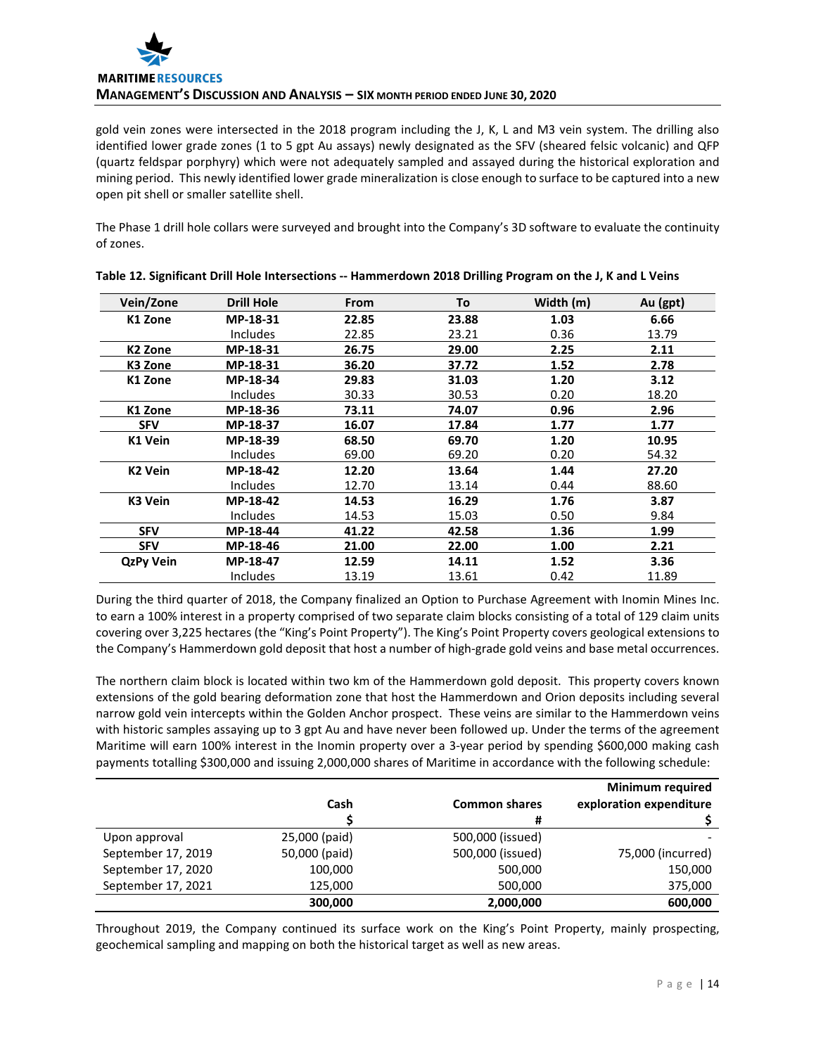gold vein zones were intersected in the 2018 program including the J, K, L and M3 vein system. The drilling also identified lower grade zones (1 to 5 gpt Au assays) newly designated as the SFV (sheared felsic volcanic) and QFP (quartz feldspar porphyry) which were not adequately sampled and assayed during the historical exploration and mining period. This newly identified lower grade mineralization is close enough to surface to be captured into a new open pit shell or smaller satellite shell.

The Phase 1 drill hole collars were surveyed and brought into the Company's 3D software to evaluate the continuity of zones.

**Table 12. Significant Drill Hole Intersections -- Hammerdown 2018 Drilling Program on the J, K and L Veins**

| Vein/Zone | Drill Hole | From | To | Width (m) | Au (gpt) |
|---|---|---|---|---|---|
| **K1 Zone** | **MP-18-31** | **22.85** | **23.88** | **1.03** | **6.66** |
| | Includes | 22.85 | 23.21 | 0.36 | 13.79 |
| **K2 Zone** | **MP-18-31** | **26.75** | **29.00** | **2.25** | **2.11** |
| **K3 Zone** | **MP-18-31** | **36.20** | **37.72** | **1.52** | **2.78** |
| **K1 Zone** | **MP-18-34** | **29.83** | **31.03** | **1.20** | **3.12** |
| | Includes | 30.33 | 30.53 | 0.20 | 18.20 |
| **K1 Zone** | **MP-18-36** | **73.11** | **74.07** | **0.96** | **2.96** |
| **SFV** | **MP-18-37** | **16.07** | **17.84** | **1.77** | **1.77** |
| **K1 Vein** | **MP-18-39** | **68.50** | **69.70** | **1.20** | **10.95** |
| | Includes | 69.00 | 69.20 | 0.20 | 54.32 |
| **K2 Vein** | **MP-18-42** | **12.20** | **13.64** | **1.44** | **27.20** |
| | Includes | 12.70 | 13.14 | 0.44 | 88.60 |
| **K3 Vein** | **MP-18-42** | **14.53** | **16.29** | **1.76** | **3.87** |
| | Includes | 14.53 | 15.03 | 0.50 | 9.84 |
| **SFV** | **MP-18-44** | **41.22** | **42.58** | **1.36** | **1.99** |
| **SFV** | **MP-18-46** | **21.00** | **22.00** | **1.00** | **2.21** |
| **QzPy Vein** | **MP-18-47** | **12.59** | **14.11** | **1.52** | **3.36** |
| | Includes | 13.19 | 13.61 | 0.42 | 11.89 |

During the third quarter of 2018, the Company finalized an Option to Purchase Agreement with Inomin Mines Inc. to earn a 100% interest in a property comprised of two separate claim blocks consisting of a total of 129 claim units covering over 3,225 hectares (the "King's Point Property"). The King's Point Property covers geological extensions to the Company's Hammerdown gold deposit that host a number of high-grade gold veins and base metal occurrences.

The northern claim block is located within two km of the Hammerdown gold deposit. This property covers known extensions of the gold bearing deformation zone that host the Hammerdown and Orion deposits including several narrow gold vein intercepts within the Golden Anchor prospect. These veins are similar to the Hammerdown veins with historic samples assaying up to 3 gpt Au and have never been followed up. Under the terms of the agreement Maritime will earn 100% interest in the Inomin property over a 3-year period by spending $600,000 making cash payments totalling $300,000 and issuing 2,000,000 shares of Maritime in accordance with the following schedule:

| | Cash<br>$ | Common shares<br># | Minimum required exploration expenditure<br>$ |
|---|---|---|---|
| Upon approval | 25,000 (paid) | 500,000 (issued) | - |
| September 17, 2019 | 50,000 (paid) | 500,000 (issued) | 75,000 (incurred) |
| September 17, 2020 | 100,000 | 500,000 | 150,000 |
| September 17, 2021 | 125,000 | 500,000 | 375,000 |
| | **300,000** | **2,000,000** | **600,000** |

Throughout 2019, the Company continued its surface work on the King's Point Property, mainly prospecting, geochemical sampling and mapping on both the historical target as well as new areas.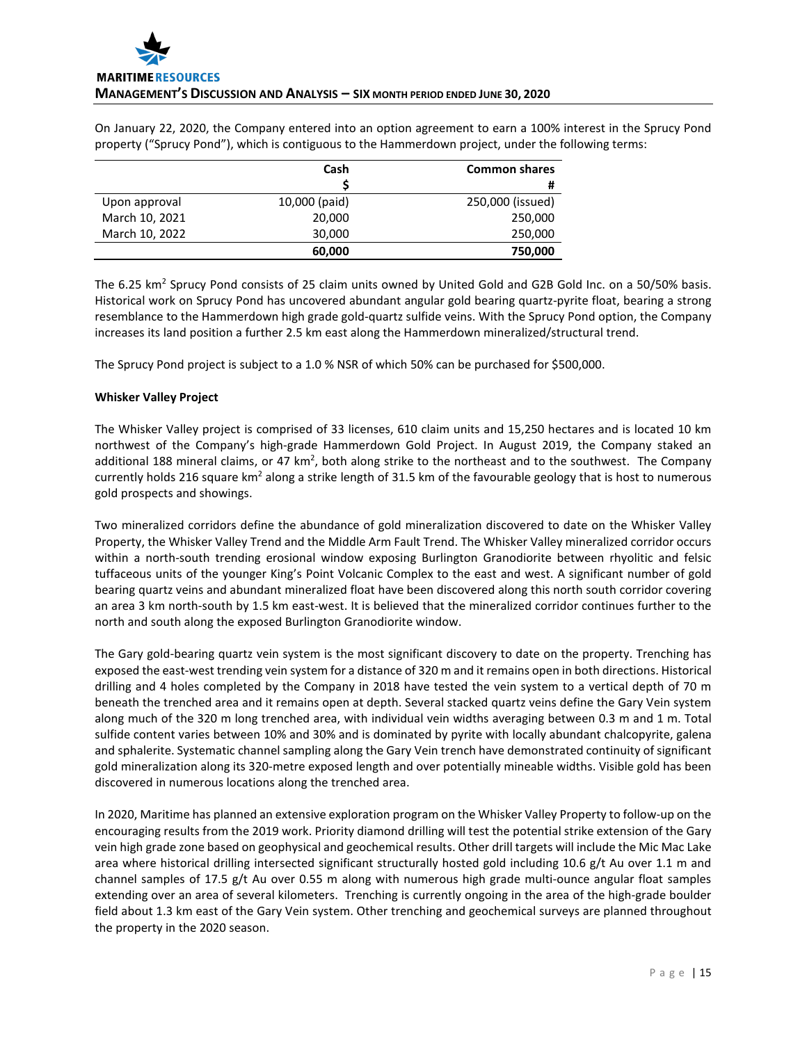On January 22, 2020, the Company entered into an option agreement to earn a 100% interest in the Sprucy Pond property ("Sprucy Pond"), which is contiguous to the Hammerdown project, under the following terms:

| | Cash<br>$ | Common shares<br># |
|---|---|---|
| Upon approval | 10,000 (paid) | 250,000 (issued) |
| March 10, 2021 | 20,000 | 250,000 |
| March 10, 2022 | 30,000 | 250,000 |
| | **60,000** | **750,000** |

The 6.25 km$^2$ Sprucy Pond consists of 25 claim units owned by United Gold and G2B Gold Inc. on a 50/50% basis. Historical work on Sprucy Pond has uncovered abundant angular gold bearing quartz-pyrite float, bearing a strong resemblance to the Hammerdown high grade gold-quartz sulfide veins. With the Sprucy Pond option, the Company increases its land position a further 2.5 km east along the Hammerdown mineralized/structural trend.

The Sprucy Pond project is subject to a 1.0 % NSR of which 50% can be purchased for $500,000.

**Whisker Valley Project**

The Whisker Valley project is comprised of 33 licenses, 610 claim units and 15,250 hectares and is located 10 km northwest of the Company's high-grade Hammerdown Gold Project. In August 2019, the Company staked an additional 188 mineral claims, or 47 km$^2$, both along strike to the northeast and to the southwest. The Company currently holds 216 square km$^2$ along a strike length of 31.5 km of the favourable geology that is host to numerous gold prospects and showings.

Two mineralized corridors define the abundance of gold mineralization discovered to date on the Whisker Valley Property, the Whisker Valley Trend and the Middle Arm Fault Trend. The Whisker Valley mineralized corridor occurs within a north-south trending erosional window exposing Burlington Granodiorite between rhyolitic and felsic tuffaceous units of the younger King's Point Volcanic Complex to the east and west. A significant number of gold bearing quartz veins and abundant mineralized float have been discovered along this north south corridor covering an area 3 km north-south by 1.5 km east-west. It is believed that the mineralized corridor continues further to the north and south along the exposed Burlington Granodiorite window.

The Gary gold-bearing quartz vein system is the most significant discovery to date on the property. Trenching has exposed the east-west trending vein system for a distance of 320 m and it remains open in both directions. Historical drilling and 4 holes completed by the Company in 2018 have tested the vein system to a vertical depth of 70 m beneath the trenched area and it remains open at depth. Several stacked quartz veins define the Gary Vein system along much of the 320 m long trenched area, with individual vein widths averaging between 0.3 m and 1 m. Total sulfide content varies between 10% and 30% and is dominated by pyrite with locally abundant chalcopyrite, galena and sphalerite. Systematic channel sampling along the Gary Vein trench have demonstrated continuity of significant gold mineralization along its 320-metre exposed length and over potentially mineable widths. Visible gold has been discovered in numerous locations along the trenched area.

In 2020, Maritime has planned an extensive exploration program on the Whisker Valley Property to follow-up on the encouraging results from the 2019 work. Priority diamond drilling will test the potential strike extension of the Gary vein high grade zone based on geophysical and geochemical results. Other drill targets will include the Mic Mac Lake area where historical drilling intersected significant structurally hosted gold including 10.6 g/t Au over 1.1 m and channel samples of 17.5 g/t Au over 0.55 m along with numerous high grade multi-ounce angular float samples extending over an area of several kilometers. Trenching is currently ongoing in the area of the high-grade boulder field about 1.3 km east of the Gary Vein system. Other trenching and geochemical surveys are planned throughout the property in the 2020 season.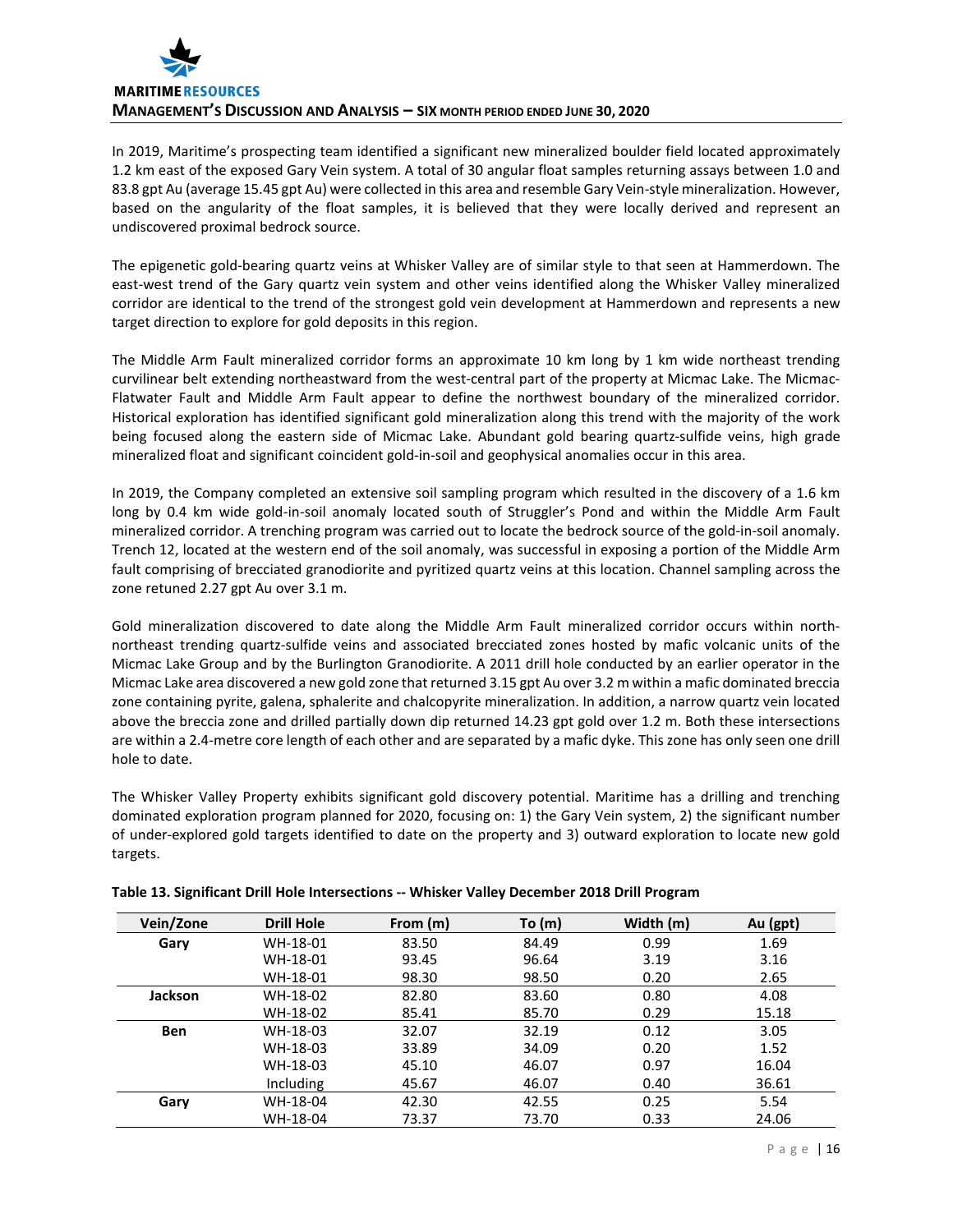In 2019, Maritime's prospecting team identified a significant new mineralized boulder field located approximately 1.2 km east of the exposed Gary Vein system. A total of 30 angular float samples returning assays between 1.0 and 83.8 gpt Au (average 15.45 gpt Au) were collected in this area and resemble Gary Vein-style mineralization. However, based on the angularity of the float samples, it is believed that they were locally derived and represent an undiscovered proximal bedrock source.

The epigenetic gold-bearing quartz veins at Whisker Valley are of similar style to that seen at Hammerdown. The east-west trend of the Gary quartz vein system and other veins identified along the Whisker Valley mineralized corridor are identical to the trend of the strongest gold vein development at Hammerdown and represents a new target direction to explore for gold deposits in this region.

The Middle Arm Fault mineralized corridor forms an approximate 10 km long by 1 km wide northeast trending curvilinear belt extending northeastward from the west-central part of the property at Micmac Lake. The Micmac-Flatwater Fault and Middle Arm Fault appear to define the northwest boundary of the mineralized corridor. Historical exploration has identified significant gold mineralization along this trend with the majority of the work being focused along the eastern side of Micmac Lake. Abundant gold bearing quartz-sulfide veins, high grade mineralized float and significant coincident gold-in-soil and geophysical anomalies occur in this area.

In 2019, the Company completed an extensive soil sampling program which resulted in the discovery of a 1.6 km long by 0.4 km wide gold-in-soil anomaly located south of Struggler's Pond and within the Middle Arm Fault mineralized corridor. A trenching program was carried out to locate the bedrock source of the gold-in-soil anomaly. Trench 12, located at the western end of the soil anomaly, was successful in exposing a portion of the Middle Arm fault comprising of brecciated granodiorite and pyritized quartz veins at this location. Channel sampling across the zone retuned 2.27 gpt Au over 3.1 m.

Gold mineralization discovered to date along the Middle Arm Fault mineralized corridor occurs within north-northeast trending quartz-sulfide veins and associated brecciated zones hosted by mafic volcanic units of the Micmac Lake Group and by the Burlington Granodiorite. A 2011 drill hole conducted by an earlier operator in the Micmac Lake area discovered a new gold zone that returned 3.15 gpt Au over 3.2 m within a mafic dominated breccia zone containing pyrite, galena, sphalerite and chalcopyrite mineralization. In addition, a narrow quartz vein located above the breccia zone and drilled partially down dip returned 14.23 gpt gold over 1.2 m. Both these intersections are within a 2.4-metre core length of each other and are separated by a mafic dyke. This zone has only seen one drill hole to date.

The Whisker Valley Property exhibits significant gold discovery potential. Maritime has a drilling and trenching dominated exploration program planned for 2020, focusing on: 1) the Gary Vein system, 2) the significant number of under-explored gold targets identified to date on the property and 3) outward exploration to locate new gold targets.

**Table 13. Significant Drill Hole Intersections -- Whisker Valley December 2018 Drill Program**

| Vein/Zone | Drill Hole | From (m) | To (m) | Width (m) | Au (gpt) |
|---|---|---|---|---|---|
| **Gary** | WH-18-01 | 83.50 | 84.49 | 0.99 | 1.69 |
| | WH-18-01 | 93.45 | 96.64 | 3.19 | 3.16 |
| | WH-18-01 | 98.30 | 98.50 | 0.20 | 2.65 |
| **Jackson** | WH-18-02 | 82.80 | 83.60 | 0.80 | 4.08 |
| | WH-18-02 | 85.41 | 85.70 | 0.29 | 15.18 |
| **Ben** | WH-18-03 | 32.07 | 32.19 | 0.12 | 3.05 |
| | WH-18-03 | 33.89 | 34.09 | 0.20 | 1.52 |
| | WH-18-03 | 45.10 | 46.07 | 0.97 | 16.04 |
| | Including | 45.67 | 46.07 | 0.40 | 36.61 |
| **Gary** | WH-18-04 | 42.30 | 42.55 | 0.25 | 5.54 |
| | WH-18-04 | 73.37 | 73.70 | 0.33 | 24.06 |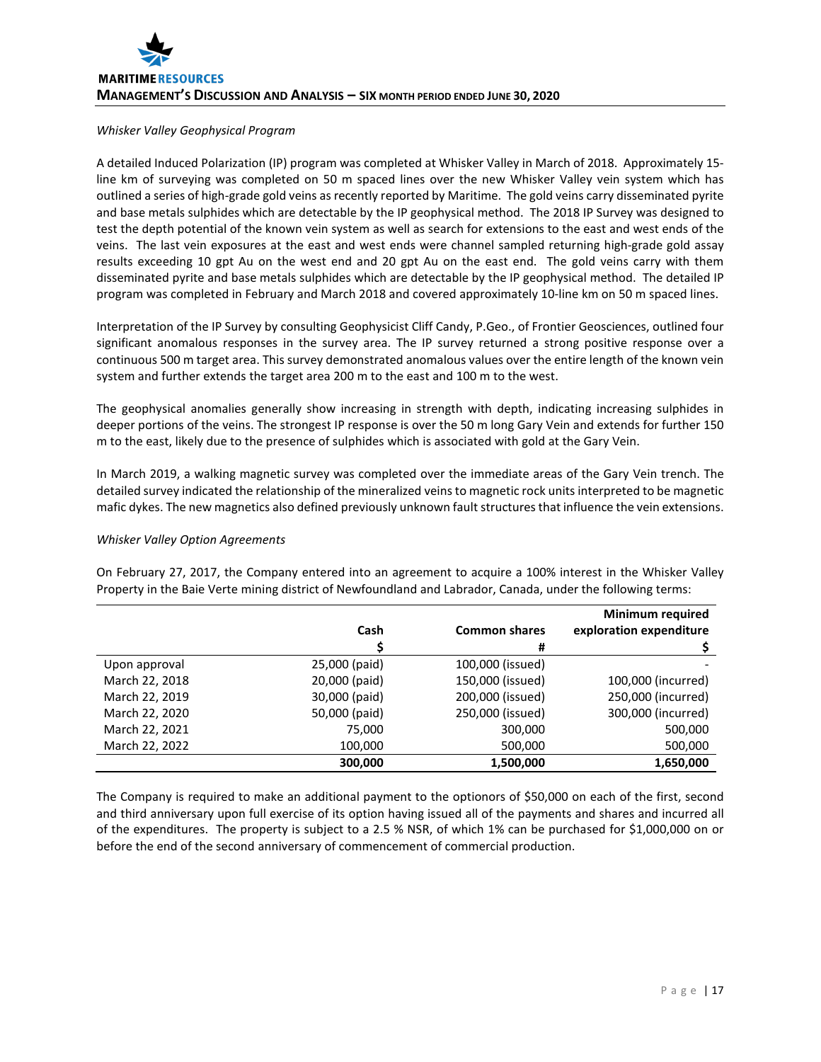*Whisker Valley Geophysical Program*

A detailed Induced Polarization (IP) program was completed at Whisker Valley in March of 2018. Approximately 15-line km of surveying was completed on 50 m spaced lines over the new Whisker Valley vein system which has outlined a series of high-grade gold veins as recently reported by Maritime. The gold veins carry disseminated pyrite and base metals sulphides which are detectable by the IP geophysical method. The 2018 IP Survey was designed to test the depth potential of the known vein system as well as search for extensions to the east and west ends of the veins. The last vein exposures at the east and west ends were channel sampled returning high-grade gold assay results exceeding 10 gpt Au on the west end and 20 gpt Au on the east end. The gold veins carry with them disseminated pyrite and base metals sulphides which are detectable by the IP geophysical method. The detailed IP program was completed in February and March 2018 and covered approximately 10-line km on 50 m spaced lines.

Interpretation of the IP Survey by consulting Geophysicist Cliff Candy, P.Geo., of Frontier Geosciences, outlined four significant anomalous responses in the survey area. The IP survey returned a strong positive response over a continuous 500 m target area. This survey demonstrated anomalous values over the entire length of the known vein system and further extends the target area 200 m to the east and 100 m to the west.

The geophysical anomalies generally show increasing in strength with depth, indicating increasing sulphides in deeper portions of the veins. The strongest IP response is over the 50 m long Gary Vein and extends for further 150 m to the east, likely due to the presence of sulphides which is associated with gold at the Gary Vein.

In March 2019, a walking magnetic survey was completed over the immediate areas of the Gary Vein trench. The detailed survey indicated the relationship of the mineralized veins to magnetic rock units interpreted to be magnetic mafic dykes. The new magnetics also defined previously unknown fault structures that influence the vein extensions.

*Whisker Valley Option Agreements*

On February 27, 2017, the Company entered into an agreement to acquire a 100% interest in the Whisker Valley Property in the Baie Verte mining district of Newfoundland and Labrador, Canada, under the following terms:

| | **Cash** | **Common shares** | **Minimum required exploration expenditure** |
|---|---|---|---|
| | **$** | **#** | **$** |
| Upon approval | 25,000 (paid) | 100,000 (issued) | - |
| March 22, 2018 | 20,000 (paid) | 150,000 (issued) | 100,000 (incurred) |
| March 22, 2019 | 30,000 (paid) | 200,000 (issued) | 250,000 (incurred) |
| March 22, 2020 | 50,000 (paid) | 250,000 (issued) | 300,000 (incurred) |
| March 22, 2021 | 75,000 | 300,000 | 500,000 |
| March 22, 2022 | 100,000 | 500,000 | 500,000 |
| | **300,000** | **1,500,000** | **1,650,000** |

The Company is required to make an additional payment to the optionors of $50,000 on each of the first, second and third anniversary upon full exercise of its option having issued all of the payments and shares and incurred all of the expenditures. The property is subject to a 2.5 % NSR, of which 1% can be purchased for $1,000,000 on or before the end of the second anniversary of commencement of commercial production.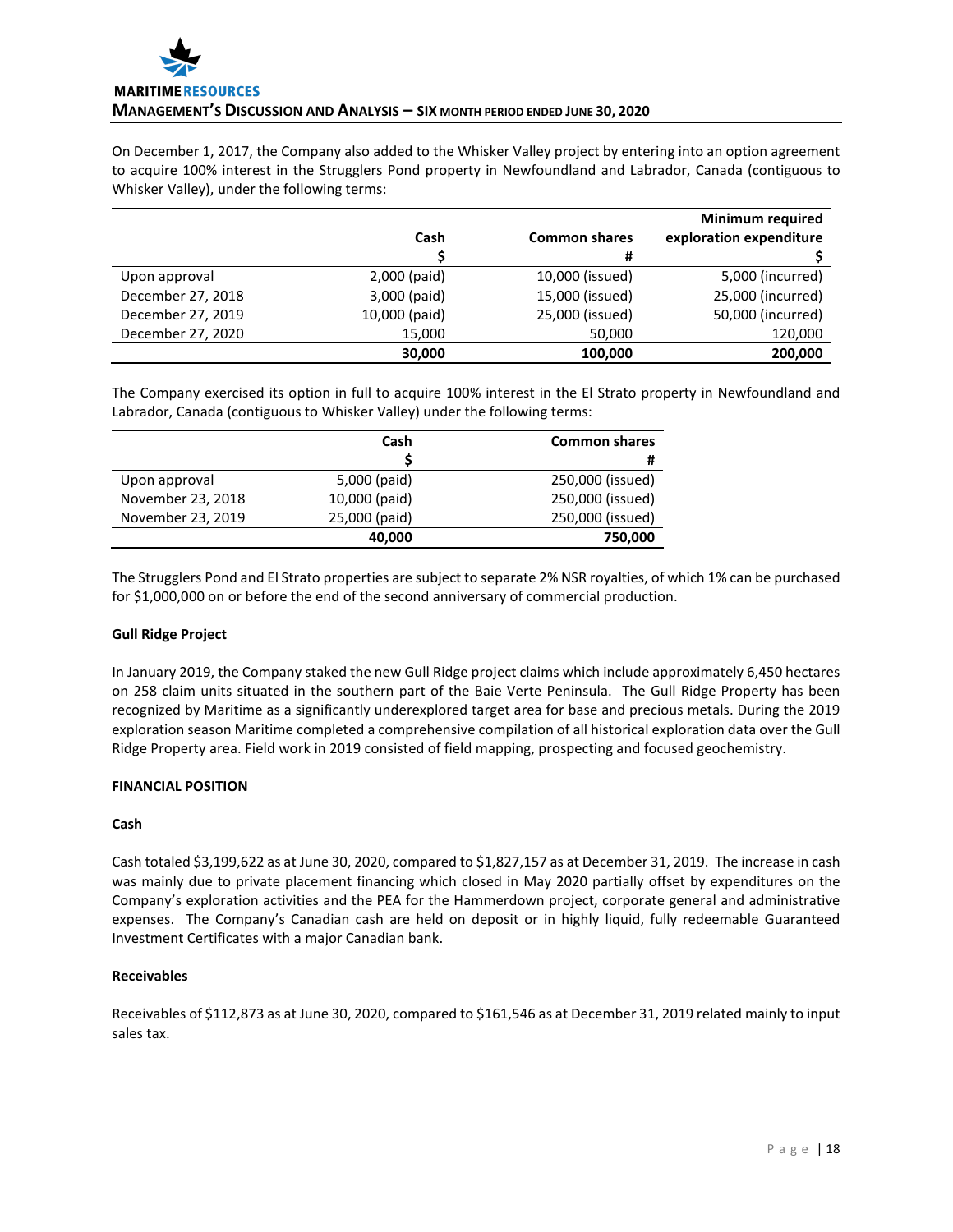On December 1, 2017, the Company also added to the Whisker Valley project by entering into an option agreement to acquire 100% interest in the Strugglers Pond property in Newfoundland and Labrador, Canada (contiguous to Whisker Valley), under the following terms:

| | Cash<br>$ | Common shares<br># | Minimum required exploration expenditure<br>$ |
|---|---|---|---|
| Upon approval | 2,000 (paid) | 10,000 (issued) | 5,000 (incurred) |
| December 27, 2018 | 3,000 (paid) | 15,000 (issued) | 25,000 (incurred) |
| December 27, 2019 | 10,000 (paid) | 25,000 (issued) | 50,000 (incurred) |
| December 27, 2020 | 15,000 | 50,000 | 120,000 |
| | **30,000** | **100,000** | **200,000** |

The Company exercised its option in full to acquire 100% interest in the El Strato property in Newfoundland and Labrador, Canada (contiguous to Whisker Valley) under the following terms:

| | Cash<br>$ | Common shares<br># |
|---|---|---|
| Upon approval | 5,000 (paid) | 250,000 (issued) |
| November 23, 2018 | 10,000 (paid) | 250,000 (issued) |
| November 23, 2019 | 25,000 (paid) | 250,000 (issued) |
| | **40,000** | **750,000** |

The Strugglers Pond and El Strato properties are subject to separate 2% NSR royalties, of which 1% can be purchased for $1,000,000 on or before the end of the second anniversary of commercial production.

**Gull Ridge Project**

In January 2019, the Company staked the new Gull Ridge project claims which include approximately 6,450 hectares on 258 claim units situated in the southern part of the Baie Verte Peninsula. The Gull Ridge Property has been recognized by Maritime as a significantly underexplored target area for base and precious metals. During the 2019 exploration season Maritime completed a comprehensive compilation of all historical exploration data over the Gull Ridge Property area. Field work in 2019 consisted of field mapping, prospecting and focused geochemistry.

**FINANCIAL POSITION**

**Cash**

Cash totaled $3,199,622 as at June 30, 2020, compared to $1,827,157 as at December 31, 2019. The increase in cash was mainly due to private placement financing which closed in May 2020 partially offset by expenditures on the Company's exploration activities and the PEA for the Hammerdown project, corporate general and administrative expenses. The Company's Canadian cash are held on deposit or in highly liquid, fully redeemable Guaranteed Investment Certificates with a major Canadian bank.

**Receivables**

Receivables of $112,873 as at June 30, 2020, compared to $161,546 as at December 31, 2019 related mainly to input sales tax.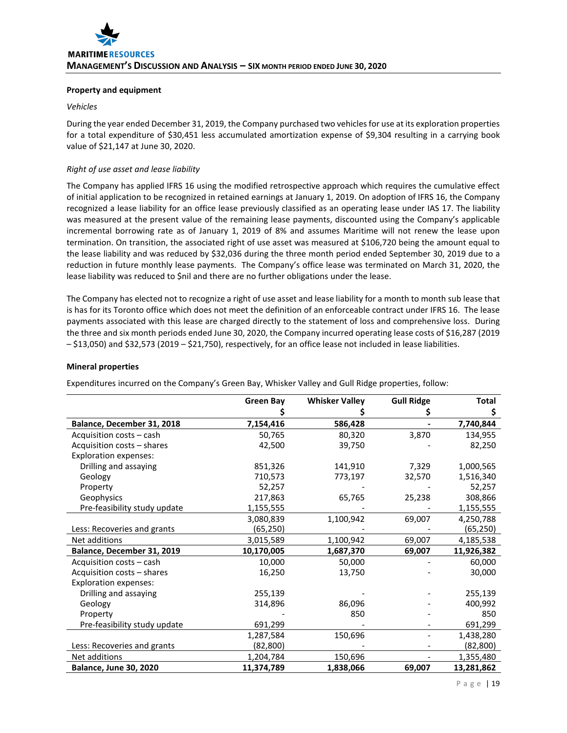### Property and equipment

*Vehicles*

During the year ended December 31, 2019, the Company purchased two vehicles for use at its exploration properties for a total expenditure of $30,451 less accumulated amortization expense of $9,304 resulting in a carrying book value of $21,147 at June 30, 2020.

*Right of use asset and lease liability*

The Company has applied IFRS 16 using the modified retrospective approach which requires the cumulative effect of initial application to be recognized in retained earnings at January 1, 2019. On adoption of IFRS 16, the Company recognized a lease liability for an office lease previously classified as an operating lease under IAS 17. The liability was measured at the present value of the remaining lease payments, discounted using the Company's applicable incremental borrowing rate as of January 1, 2019 of 8% and assumes Maritime will not renew the lease upon termination. On transition, the associated right of use asset was measured at $106,720 being the amount equal to the lease liability and was reduced by $32,036 during the three month period ended September 30, 2019 due to a reduction in future monthly lease payments. The Company's office lease was terminated on March 31, 2020, the lease liability was reduced to $nil and there are no further obligations under the lease.

The Company has elected not to recognize a right of use asset and lease liability for a month to month sub lease that is has for its Toronto office which does not meet the definition of an enforceable contract under IFRS 16. The lease payments associated with this lease are charged directly to the statement of loss and comprehensive loss. During the three and six month periods ended June 30, 2020, the Company incurred operating lease costs of $16,287 (2019 – $13,050) and $32,573 (2019 – $21,750), respectively, for an office lease not included in lease liabilities.

### Mineral properties

Expenditures incurred on the Company's Green Bay, Whisker Valley and Gull Ridge properties, follow:

| | Green Bay $ | Whisker Valley $ | Gull Ridge $ | Total $ |
|---|---|---|---|---|
| **Balance, December 31, 2018** | **7,154,416** | **586,428** | **-** | **7,740,844** |
| Acquisition costs – cash | 50,765 | 80,320 | 3,870 | 134,955 |
| Acquisition costs – shares | 42,500 | 39,750 | - | 82,250 |
| Exploration expenses: | | | | |
| Drilling and assaying | 851,326 | 141,910 | 7,329 | 1,000,565 |
| Geology | 710,573 | 773,197 | 32,570 | 1,516,340 |
| Property | 52,257 | - | - | 52,257 |
| Geophysics | 217,863 | 65,765 | 25,238 | 308,866 |
| Pre-feasibility study update | 1,155,555 | - | - | 1,155,555 |
| | 3,080,839 | 1,100,942 | 69,007 | 4,250,788 |
| Less: Recoveries and grants | (65,250) | - | - | (65,250) |
| Net additions | 3,015,589 | 1,100,942 | 69,007 | 4,185,538 |
| **Balance, December 31, 2019** | **10,170,005** | **1,687,370** | **69,007** | **11,926,382** |
| Acquisition costs – cash | 10,000 | 50,000 | - | 60,000 |
| Acquisition costs – shares | 16,250 | 13,750 | - | 30,000 |
| Exploration expenses: | | | | |
| Drilling and assaying | 255,139 | - | - | 255,139 |
| Geology | 314,896 | 86,096 | - | 400,992 |
| Property | - | 850 | - | 850 |
| Pre-feasibility study update | 691,299 | - | - | 691,299 |
| | 1,287,584 | 150,696 | - | 1,438,280 |
| Less: Recoveries and grants | (82,800) | - | - | (82,800) |
| Net additions | 1,204,784 | 150,696 | - | 1,355,480 |
| **Balance, June 30, 2020** | **11,374,789** | **1,838,066** | **69,007** | **13,281,862** |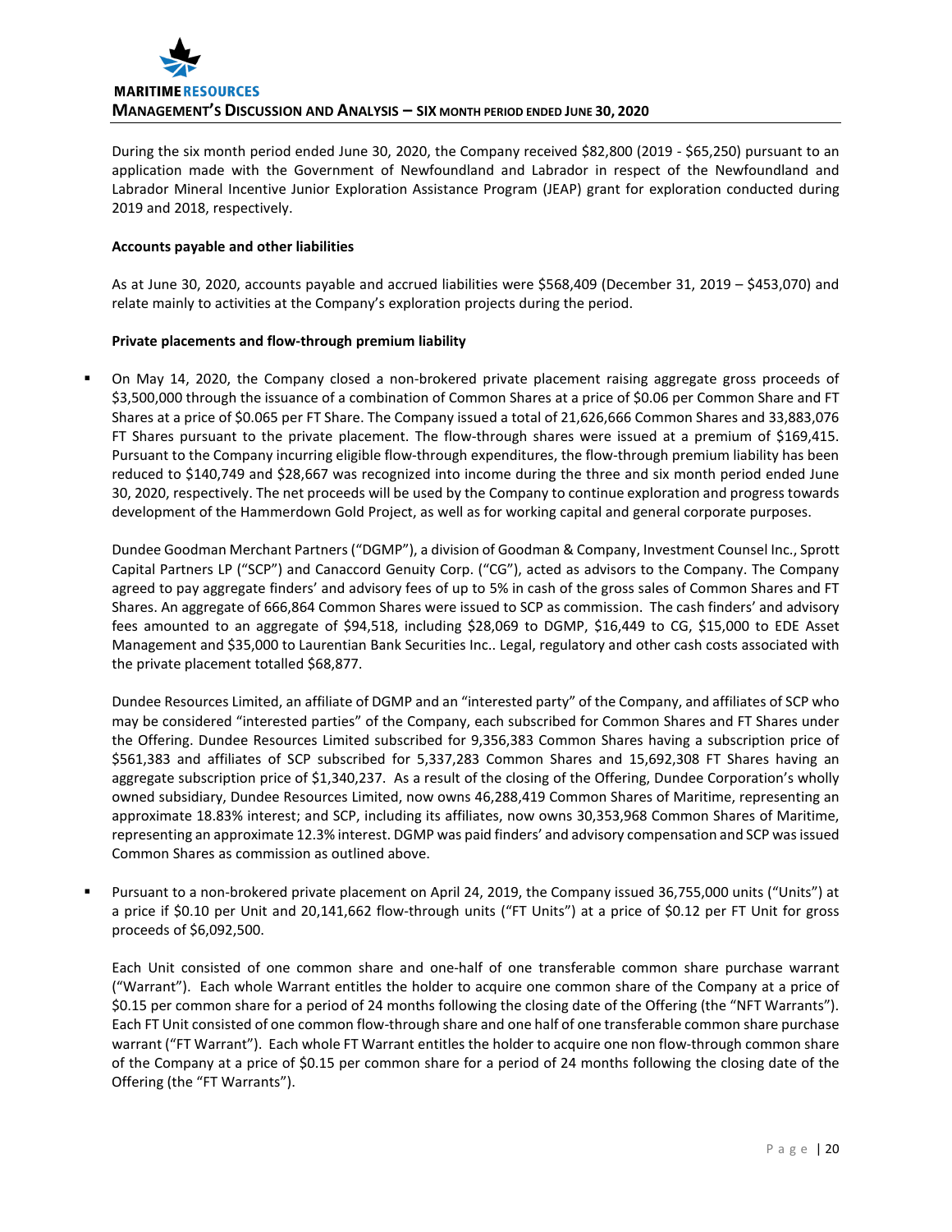During the six month period ended June 30, 2020, the Company received $82,800 (2019 - $65,250) pursuant to an application made with the Government of Newfoundland and Labrador in respect of the Newfoundland and Labrador Mineral Incentive Junior Exploration Assistance Program (JEAP) grant for exploration conducted during 2019 and 2018, respectively.

**Accounts payable and other liabilities**

As at June 30, 2020, accounts payable and accrued liabilities were $568,409 (December 31, 2019 – $453,070) and relate mainly to activities at the Company's exploration projects during the period.

**Private placements and flow-through premium liability**

- On May 14, 2020, the Company closed a non-brokered private placement raising aggregate gross proceeds of $3,500,000 through the issuance of a combination of Common Shares at a price of $0.06 per Common Share and FT Shares at a price of $0.065 per FT Share. The Company issued a total of 21,626,666 Common Shares and 33,883,076 FT Shares pursuant to the private placement. The flow-through shares were issued at a premium of $169,415. Pursuant to the Company incurring eligible flow-through expenditures, the flow-through premium liability has been reduced to $140,749 and $28,667 was recognized into income during the three and six month period ended June 30, 2020, respectively. The net proceeds will be used by the Company to continue exploration and progress towards development of the Hammerdown Gold Project, as well as for working capital and general corporate purposes.

  Dundee Goodman Merchant Partners ("DGMP"), a division of Goodman & Company, Investment Counsel Inc., Sprott Capital Partners LP ("SCP") and Canaccord Genuity Corp. ("CG"), acted as advisors to the Company. The Company agreed to pay aggregate finders' and advisory fees of up to 5% in cash of the gross sales of Common Shares and FT Shares. An aggregate of 666,864 Common Shares were issued to SCP as commission. The cash finders' and advisory fees amounted to an aggregate of $94,518, including $28,069 to DGMP, $16,449 to CG, $15,000 to EDE Asset Management and $35,000 to Laurentian Bank Securities Inc.. Legal, regulatory and other cash costs associated with the private placement totalled $68,877.

  Dundee Resources Limited, an affiliate of DGMP and an "interested party" of the Company, and affiliates of SCP who may be considered "interested parties" of the Company, each subscribed for Common Shares and FT Shares under the Offering. Dundee Resources Limited subscribed for 9,356,383 Common Shares having a subscription price of $561,383 and affiliates of SCP subscribed for 5,337,283 Common Shares and 15,692,308 FT Shares having an aggregate subscription price of $1,340,237. As a result of the closing of the Offering, Dundee Corporation's wholly owned subsidiary, Dundee Resources Limited, now owns 46,288,419 Common Shares of Maritime, representing an approximate 18.83% interest; and SCP, including its affiliates, now owns 30,353,968 Common Shares of Maritime, representing an approximate 12.3% interest. DGMP was paid finders' and advisory compensation and SCP was issued Common Shares as commission as outlined above.

- Pursuant to a non-brokered private placement on April 24, 2019, the Company issued 36,755,000 units ("Units") at a price if $0.10 per Unit and 20,141,662 flow-through units ("FT Units") at a price of $0.12 per FT Unit for gross proceeds of $6,092,500.

  Each Unit consisted of one common share and one-half of one transferable common share purchase warrant ("Warrant"). Each whole Warrant entitles the holder to acquire one common share of the Company at a price of $0.15 per common share for a period of 24 months following the closing date of the Offering (the "NFT Warrants"). Each FT Unit consisted of one common flow-through share and one half of one transferable common share purchase warrant ("FT Warrant"). Each whole FT Warrant entitles the holder to acquire one non flow-through common share of the Company at a price of $0.15 per common share for a period of 24 months following the closing date of the Offering (the "FT Warrants").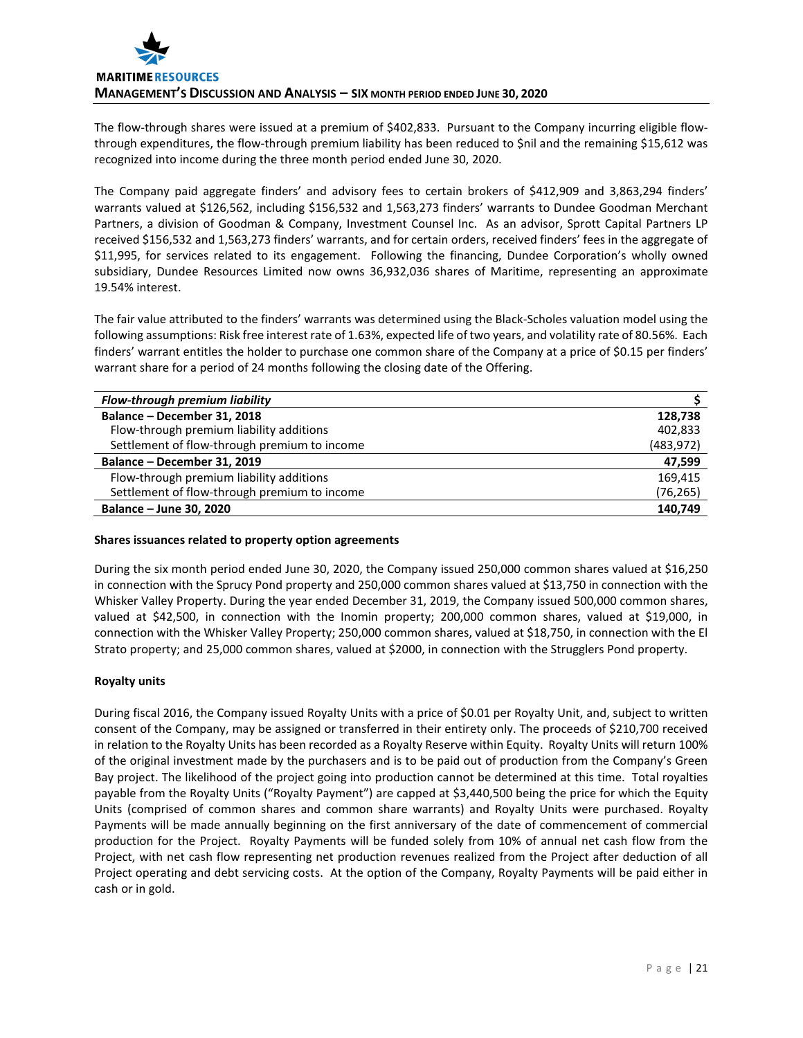The flow-through shares were issued at a premium of $402,833. Pursuant to the Company incurring eligible flow-through expenditures, the flow-through premium liability has been reduced to $nil and the remaining $15,612 was recognized into income during the three month period ended June 30, 2020.

The Company paid aggregate finders' and advisory fees to certain brokers of $412,909 and 3,863,294 finders' warrants valued at $126,562, including $156,532 and 1,563,273 finders' warrants to Dundee Goodman Merchant Partners, a division of Goodman & Company, Investment Counsel Inc. As an advisor, Sprott Capital Partners LP received $156,532 and 1,563,273 finders' warrants, and for certain orders, received finders' fees in the aggregate of $11,995, for services related to its engagement. Following the financing, Dundee Corporation's wholly owned subsidiary, Dundee Resources Limited now owns 36,932,036 shares of Maritime, representing an approximate 19.54% interest.

The fair value attributed to the finders' warrants was determined using the Black-Scholes valuation model using the following assumptions: Risk free interest rate of 1.63%, expected life of two years, and volatility rate of 80.56%. Each finders' warrant entitles the holder to purchase one common share of the Company at a price of $0.15 per finders' warrant share for a period of 24 months following the closing date of the Offering.

| ***Flow-through premium liability*** | **$** |
|---|---|
| **Balance – December 31, 2018** | **128,738** |
| Flow-through premium liability additions | 402,833 |
| Settlement of flow-through premium to income | (483,972) |
| **Balance – December 31, 2019** | **47,599** |
| Flow-through premium liability additions | 169,415 |
| Settlement of flow-through premium to income | (76,265) |
| **Balance – June 30, 2020** | **140,749** |

**Shares issuances related to property option agreements**

During the six month period ended June 30, 2020, the Company issued 250,000 common shares valued at $16,250 in connection with the Sprucy Pond property and 250,000 common shares valued at $13,750 in connection with the Whisker Valley Property. During the year ended December 31, 2019, the Company issued 500,000 common shares, valued at $42,500, in connection with the Inomin property; 200,000 common shares, valued at $19,000, in connection with the Whisker Valley Property; 250,000 common shares, valued at $18,750, in connection with the El Strato property; and 25,000 common shares, valued at $2000, in connection with the Strugglers Pond property.

**Royalty units**

During fiscal 2016, the Company issued Royalty Units with a price of $0.01 per Royalty Unit, and, subject to written consent of the Company, may be assigned or transferred in their entirety only. The proceeds of $210,700 received in relation to the Royalty Units has been recorded as a Royalty Reserve within Equity. Royalty Units will return 100% of the original investment made by the purchasers and is to be paid out of production from the Company's Green Bay project. The likelihood of the project going into production cannot be determined at this time. Total royalties payable from the Royalty Units ("Royalty Payment") are capped at $3,440,500 being the price for which the Equity Units (comprised of common shares and common share warrants) and Royalty Units were purchased. Royalty Payments will be made annually beginning on the first anniversary of the date of commencement of commercial production for the Project. Royalty Payments will be funded solely from 10% of annual net cash flow from the Project, with net cash flow representing net production revenues realized from the Project after deduction of all Project operating and debt servicing costs. At the option of the Company, Royalty Payments will be paid either in cash or in gold.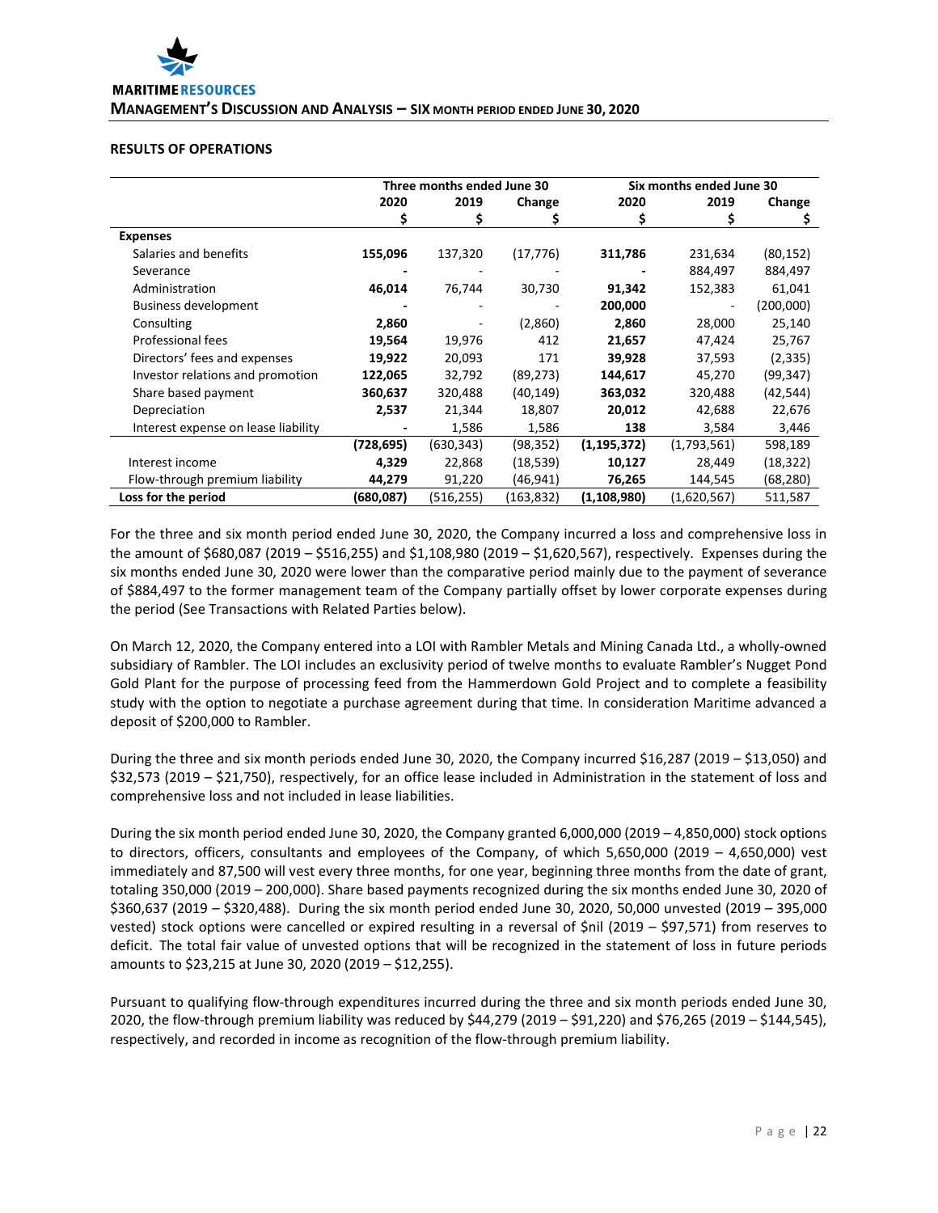## RESULTS OF OPERATIONS

| | Three months ended June 30 | | | Six months ended June 30 | | |
|---|---|---|---|---|---|---|
| | 2020 | 2019 | Change | 2020 | 2019 | Change |
| | $ | $ | $ | $ | $ | $ |
| **Expenses** | | | | | | |
| Salaries and benefits | **155,096** | 137,320 | (17,776) | **311,786** | 231,634 | (80,152) |
| Severance | **-** | - | - | **-** | 884,497 | 884,497 |
| Administration | **46,014** | 76,744 | 30,730 | **91,342** | 152,383 | 61,041 |
| Business development | **-** | - | - | **200,000** | - | (200,000) |
| Consulting | **2,860** | - | (2,860) | **2,860** | 28,000 | 25,140 |
| Professional fees | **19,564** | 19,976 | 412 | **21,657** | 47,424 | 25,767 |
| Directors' fees and expenses | **19,922** | 20,093 | 171 | **39,928** | 37,593 | (2,335) |
| Investor relations and promotion | **122,065** | 32,792 | (89,273) | **144,617** | 45,270 | (99,347) |
| Share based payment | **360,637** | 320,488 | (40,149) | **363,032** | 320,488 | (42,544) |
| Depreciation | **2,537** | 21,344 | 18,807 | **20,012** | 42,688 | 22,676 |
| Interest expense on lease liability | **-** | 1,586 | 1,586 | **138** | 3,584 | 3,446 |
| | **(728,695)** | (630,343) | (98,352) | **(1,195,372)** | (1,793,561) | 598,189 |
| Interest income | **4,329** | 22,868 | (18,539) | **10,127** | 28,449 | (18,322) |
| Flow-through premium liability | **44,279** | 91,220 | (46,941) | **76,265** | 144,545 | (68,280) |
| **Loss for the period** | **(680,087)** | (516,255) | (163,832) | **(1,108,980)** | (1,620,567) | 511,587 |

For the three and six month period ended June 30, 2020, the Company incurred a loss and comprehensive loss in the amount of $680,087 (2019 – $516,255) and $1,108,980 (2019 – $1,620,567), respectively. Expenses during the six months ended June 30, 2020 were lower than the comparative period mainly due to the payment of severance of $884,497 to the former management team of the Company partially offset by lower corporate expenses during the period (See Transactions with Related Parties below).

On March 12, 2020, the Company entered into a LOI with Rambler Metals and Mining Canada Ltd., a wholly-owned subsidiary of Rambler. The LOI includes an exclusivity period of twelve months to evaluate Rambler's Nugget Pond Gold Plant for the purpose of processing feed from the Hammerdown Gold Project and to complete a feasibility study with the option to negotiate a purchase agreement during that time. In consideration Maritime advanced a deposit of $200,000 to Rambler.

During the three and six month periods ended June 30, 2020, the Company incurred $16,287 (2019 – $13,050) and $32,573 (2019 – $21,750), respectively, for an office lease included in Administration in the statement of loss and comprehensive loss and not included in lease liabilities.

During the six month period ended June 30, 2020, the Company granted 6,000,000 (2019 – 4,850,000) stock options to directors, officers, consultants and employees of the Company, of which 5,650,000 (2019 – 4,650,000) vest immediately and 87,500 will vest every three months, for one year, beginning three months from the date of grant, totaling 350,000 (2019 – 200,000). Share based payments recognized during the six months ended June 30, 2020 of $360,637 (2019 – $320,488). During the six month period ended June 30, 2020, 50,000 unvested (2019 – 395,000 vested) stock options were cancelled or expired resulting in a reversal of $nil (2019 – $97,571) from reserves to deficit. The total fair value of unvested options that will be recognized in the statement of loss in future periods amounts to $23,215 at June 30, 2020 (2019 – $12,255).

Pursuant to qualifying flow-through expenditures incurred during the three and six month periods ended June 30, 2020, the flow-through premium liability was reduced by $44,279 (2019 – $91,220) and $76,265 (2019 – $144,545), respectively, and recorded in income as recognition of the flow-through premium liability.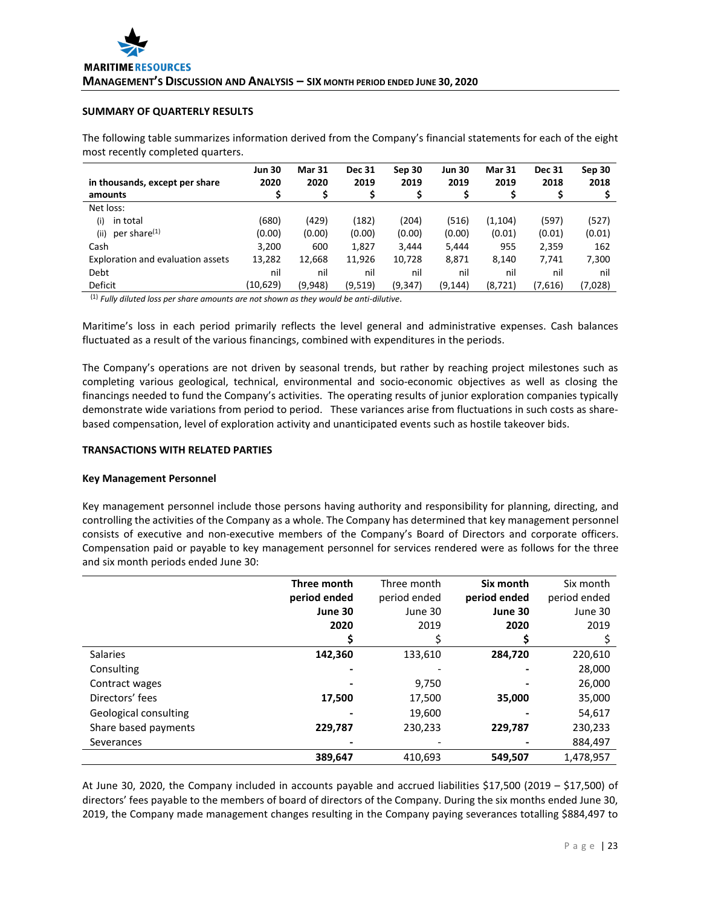## SUMMARY OF QUARTERLY RESULTS

The following table summarizes information derived from the Company's financial statements for each of the eight most recently completed quarters.

| in thousands, except per share amounts | Jun 30 2020 $ | Mar 31 2020 $ | Dec 31 2019 $ | Sep 30 2019 $ | Jun 30 2019 $ | Mar 31 2019 $ | Dec 31 2018 $ | Sep 30 2018 $ |
|---|---|---|---|---|---|---|---|---|
| Net loss: | | | | | | | | |
| (i) in total | (680) | (429) | (182) | (204) | (516) | (1,104) | (597) | (527) |
| (ii) per share[(1)] | (0.00) | (0.00) | (0.00) | (0.00) | (0.00) | (0.01) | (0.01) | (0.01) |
| Cash | 3,200 | 600 | 1,827 | 3,444 | 5,444 | 955 | 2,359 | 162 |
| Exploration and evaluation assets | 13,282 | 12,668 | 11,926 | 10,728 | 8,871 | 8,140 | 7,741 | 7,300 |
| Debt | nil | nil | nil | nil | nil | nil | nil | nil |
| Deficit | (10,629) | (9,948) | (9,519) | (9,347) | (9,144) | (8,721) | (7,616) | (7,028) |

[(1)] *Fully diluted loss per share amounts are not shown as they would be anti-dilutive.*

Maritime's loss in each period primarily reflects the level general and administrative expenses. Cash balances fluctuated as a result of the various financings, combined with expenditures in the periods.

The Company's operations are not driven by seasonal trends, but rather by reaching project milestones such as completing various geological, technical, environmental and socio-economic objectives as well as closing the financings needed to fund the Company's activities. The operating results of junior exploration companies typically demonstrate wide variations from period to period. These variances arise from fluctuations in such costs as share-based compensation, level of exploration activity and unanticipated events such as hostile takeover bids.

## TRANSACTIONS WITH RELATED PARTIES

### Key Management Personnel

Key management personnel include those persons having authority and responsibility for planning, directing, and controlling the activities of the Company as a whole. The Company has determined that key management personnel consists of executive and non-executive members of the Company's Board of Directors and corporate officers. Compensation paid or payable to key management personnel for services rendered were as follows for the three and six month periods ended June 30:

| | **Three month period ended June 30 2020 $** | Three month period ended June 30 2019 $ | **Six month period ended June 30 2020 $** | Six month period ended June 30 2019 $ |
|---|---|---|---|---|
| Salaries | **142,360** | 133,610 | **284,720** | 220,610 |
| Consulting | **-** | - | **-** | 28,000 |
| Contract wages | **-** | 9,750 | **-** | 26,000 |
| Directors' fees | **17,500** | 17,500 | **35,000** | 35,000 |
| Geological consulting | **-** | 19,600 | **-** | 54,617 |
| Share based payments | **229,787** | 230,233 | **229,787** | 230,233 |
| Severances | **-** | - | **-** | 884,497 |
| | **389,647** | 410,693 | **549,507** | 1,478,957 |

At June 30, 2020, the Company included in accounts payable and accrued liabilities $17,500 (2019 – $17,500) of directors' fees payable to the members of board of directors of the Company. During the six months ended June 30, 2019, the Company made management changes resulting in the Company paying severances totalling $884,497 to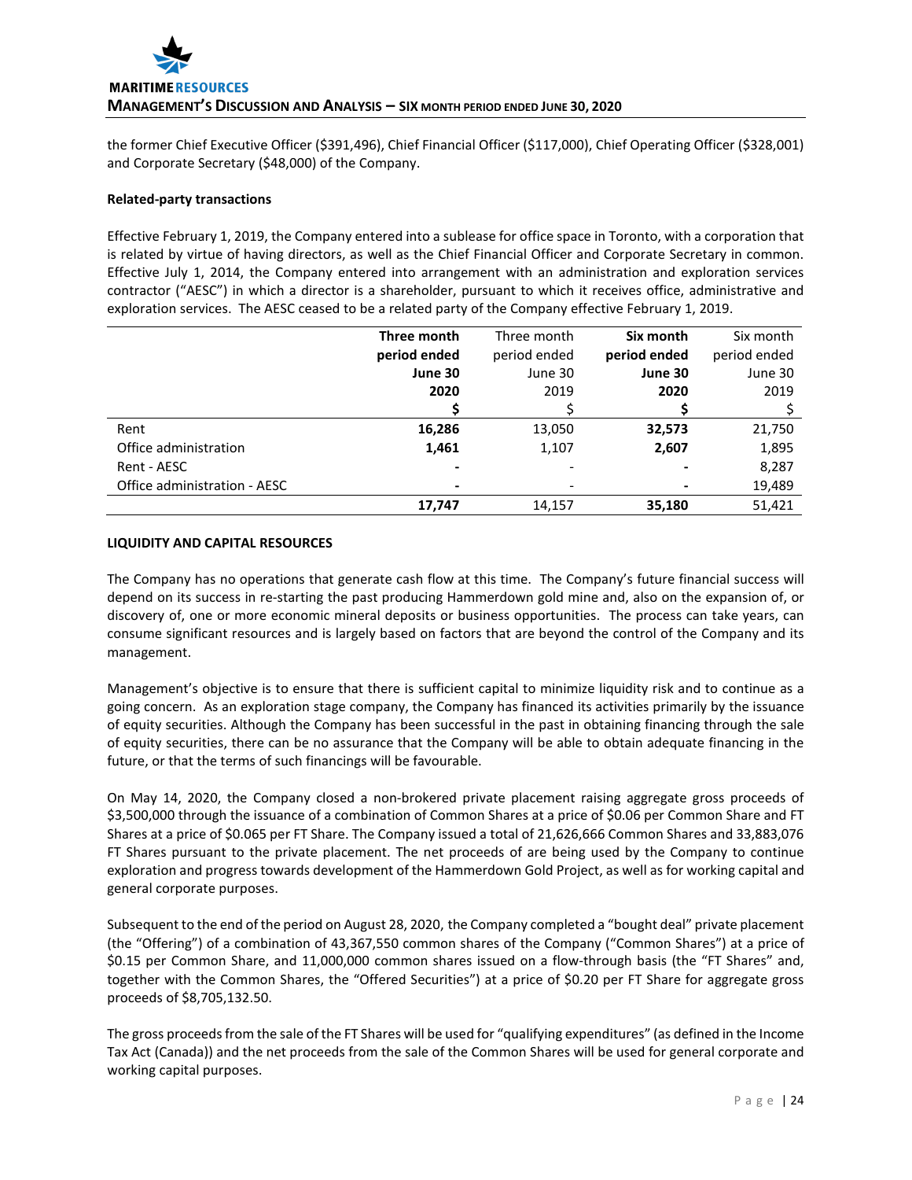the former Chief Executive Officer ($391,496), Chief Financial Officer ($117,000), Chief Operating Officer ($328,001) and Corporate Secretary ($48,000) of the Company.

**Related-party transactions**

Effective February 1, 2019, the Company entered into a sublease for office space in Toronto, with a corporation that is related by virtue of having directors, as well as the Chief Financial Officer and Corporate Secretary in common. Effective July 1, 2014, the Company entered into arrangement with an administration and exploration services contractor ("AESC") in which a director is a shareholder, pursuant to which it receives office, administrative and exploration services. The AESC ceased to be a related party of the Company effective February 1, 2019.

| | **Three month period ended June 30 2020 $** | Three month period ended June 30 2019 $ | **Six month period ended June 30 2020 $** | Six month period ended June 30 2019 $ |
|---|---|---|---|---|
| Rent | **16,286** | 13,050 | **32,573** | 21,750 |
| Office administration | **1,461** | 1,107 | **2,607** | 1,895 |
| Rent - AESC | **-** | - | **-** | 8,287 |
| Office administration - AESC | **-** | - | **-** | 19,489 |
| | **17,747** | 14,157 | **35,180** | 51,421 |

**LIQUIDITY AND CAPITAL RESOURCES**

The Company has no operations that generate cash flow at this time. The Company's future financial success will depend on its success in re-starting the past producing Hammerdown gold mine and, also on the expansion of, or discovery of, one or more economic mineral deposits or business opportunities. The process can take years, can consume significant resources and is largely based on factors that are beyond the control of the Company and its management.

Management's objective is to ensure that there is sufficient capital to minimize liquidity risk and to continue as a going concern. As an exploration stage company, the Company has financed its activities primarily by the issuance of equity securities. Although the Company has been successful in the past in obtaining financing through the sale of equity securities, there can be no assurance that the Company will be able to obtain adequate financing in the future, or that the terms of such financings will be favourable.

On May 14, 2020, the Company closed a non-brokered private placement raising aggregate gross proceeds of $3,500,000 through the issuance of a combination of Common Shares at a price of $0.06 per Common Share and FT Shares at a price of $0.065 per FT Share. The Company issued a total of 21,626,666 Common Shares and 33,883,076 FT Shares pursuant to the private placement. The net proceeds of are being used by the Company to continue exploration and progress towards development of the Hammerdown Gold Project, as well as for working capital and general corporate purposes.

Subsequent to the end of the period on August 28, 2020, the Company completed a "bought deal" private placement (the "Offering") of a combination of 43,367,550 common shares of the Company ("Common Shares") at a price of $0.15 per Common Share, and 11,000,000 common shares issued on a flow-through basis (the "FT Shares" and, together with the Common Shares, the "Offered Securities") at a price of $0.20 per FT Share for aggregate gross proceeds of $8,705,132.50.

The gross proceeds from the sale of the FT Shares will be used for "qualifying expenditures" (as defined in the Income Tax Act (Canada)) and the net proceeds from the sale of the Common Shares will be used for general corporate and working capital purposes.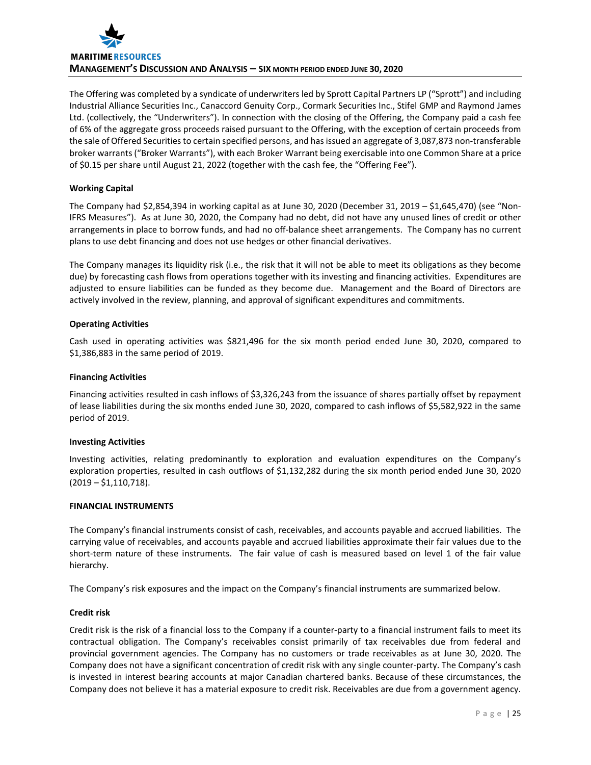The Offering was completed by a syndicate of underwriters led by Sprott Capital Partners LP ("Sprott") and including Industrial Alliance Securities Inc., Canaccord Genuity Corp., Cormark Securities Inc., Stifel GMP and Raymond James Ltd. (collectively, the "Underwriters"). In connection with the closing of the Offering, the Company paid a cash fee of 6% of the aggregate gross proceeds raised pursuant to the Offering, with the exception of certain proceeds from the sale of Offered Securities to certain specified persons, and has issued an aggregate of 3,087,873 non-transferable broker warrants ("Broker Warrants"), with each Broker Warrant being exercisable into one Common Share at a price of $0.15 per share until August 21, 2022 (together with the cash fee, the "Offering Fee").

**Working Capital**

The Company had $2,854,394 in working capital as at June 30, 2020 (December 31, 2019 – $1,645,470) (see "Non-IFRS Measures"). As at June 30, 2020, the Company had no debt, did not have any unused lines of credit or other arrangements in place to borrow funds, and had no off-balance sheet arrangements. The Company has no current plans to use debt financing and does not use hedges or other financial derivatives.

The Company manages its liquidity risk (i.e., the risk that it will not be able to meet its obligations as they become due) by forecasting cash flows from operations together with its investing and financing activities. Expenditures are adjusted to ensure liabilities can be funded as they become due. Management and the Board of Directors are actively involved in the review, planning, and approval of significant expenditures and commitments.

**Operating Activities**

Cash used in operating activities was $821,496 for the six month period ended June 30, 2020, compared to $1,386,883 in the same period of 2019.

**Financing Activities**

Financing activities resulted in cash inflows of $3,326,243 from the issuance of shares partially offset by repayment of lease liabilities during the six months ended June 30, 2020, compared to cash inflows of $5,582,922 in the same period of 2019.

**Investing Activities**

Investing activities, relating predominantly to exploration and evaluation expenditures on the Company's exploration properties, resulted in cash outflows of $1,132,282 during the six month period ended June 30, 2020 (2019 – $1,110,718).

## FINANCIAL INSTRUMENTS

The Company's financial instruments consist of cash, receivables, and accounts payable and accrued liabilities. The carrying value of receivables, and accounts payable and accrued liabilities approximate their fair values due to the short-term nature of these instruments. The fair value of cash is measured based on level 1 of the fair value hierarchy.

The Company's risk exposures and the impact on the Company's financial instruments are summarized below.

**Credit risk**

Credit risk is the risk of a financial loss to the Company if a counter-party to a financial instrument fails to meet its contractual obligation. The Company's receivables consist primarily of tax receivables due from federal and provincial government agencies. The Company has no customers or trade receivables as at June 30, 2020. The Company does not have a significant concentration of credit risk with any single counter-party. The Company's cash is invested in interest bearing accounts at major Canadian chartered banks. Because of these circumstances, the Company does not believe it has a material exposure to credit risk. Receivables are due from a government agency.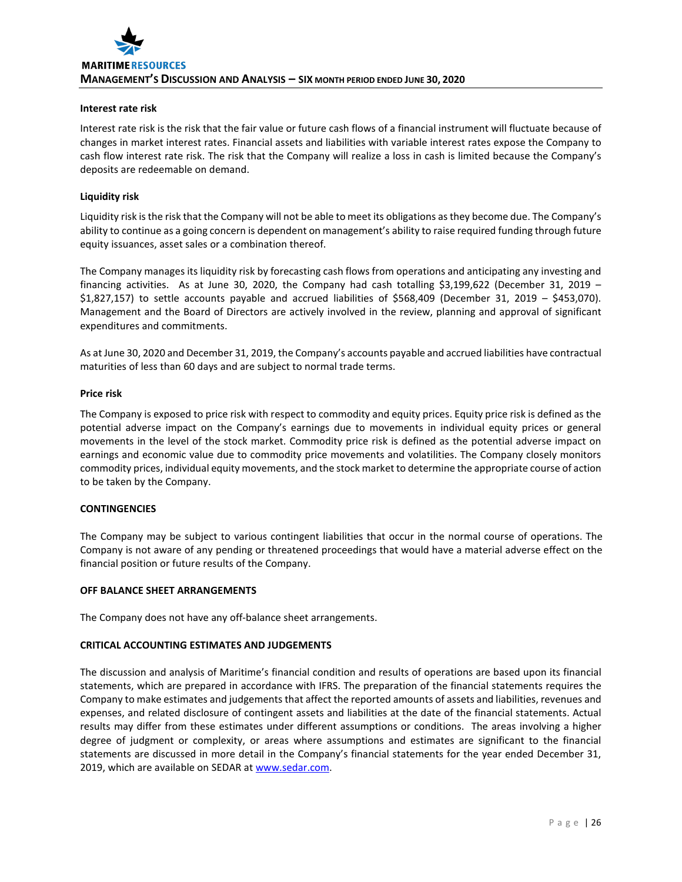#### Interest rate risk

Interest rate risk is the risk that the fair value or future cash flows of a financial instrument will fluctuate because of changes in market interest rates. Financial assets and liabilities with variable interest rates expose the Company to cash flow interest rate risk. The risk that the Company will realize a loss in cash is limited because the Company's deposits are redeemable on demand.

#### Liquidity risk

Liquidity risk is the risk that the Company will not be able to meet its obligations as they become due. The Company's ability to continue as a going concern is dependent on management's ability to raise required funding through future equity issuances, asset sales or a combination thereof.

The Company manages its liquidity risk by forecasting cash flows from operations and anticipating any investing and financing activities. As at June 30, 2020, the Company had cash totalling $3,199,622 (December 31, 2019 – $1,827,157) to settle accounts payable and accrued liabilities of $568,409 (December 31, 2019 – $453,070). Management and the Board of Directors are actively involved in the review, planning and approval of significant expenditures and commitments.

As at June 30, 2020 and December 31, 2019, the Company's accounts payable and accrued liabilities have contractual maturities of less than 60 days and are subject to normal trade terms.

#### Price risk

The Company is exposed to price risk with respect to commodity and equity prices. Equity price risk is defined as the potential adverse impact on the Company's earnings due to movements in individual equity prices or general movements in the level of the stock market. Commodity price risk is defined as the potential adverse impact on earnings and economic value due to commodity price movements and volatilities. The Company closely monitors commodity prices, individual equity movements, and the stock market to determine the appropriate course of action to be taken by the Company.

## CONTINGENCIES

The Company may be subject to various contingent liabilities that occur in the normal course of operations. The Company is not aware of any pending or threatened proceedings that would have a material adverse effect on the financial position or future results of the Company.

## OFF BALANCE SHEET ARRANGEMENTS

The Company does not have any off-balance sheet arrangements.

## CRITICAL ACCOUNTING ESTIMATES AND JUDGEMENTS

The discussion and analysis of Maritime's financial condition and results of operations are based upon its financial statements, which are prepared in accordance with IFRS. The preparation of the financial statements requires the Company to make estimates and judgements that affect the reported amounts of assets and liabilities, revenues and expenses, and related disclosure of contingent assets and liabilities at the date of the financial statements. Actual results may differ from these estimates under different assumptions or conditions. The areas involving a higher degree of judgment or complexity, or areas where assumptions and estimates are significant to the financial statements are discussed in more detail in the Company's financial statements for the year ended December 31, 2019, which are available on SEDAR at www.sedar.com.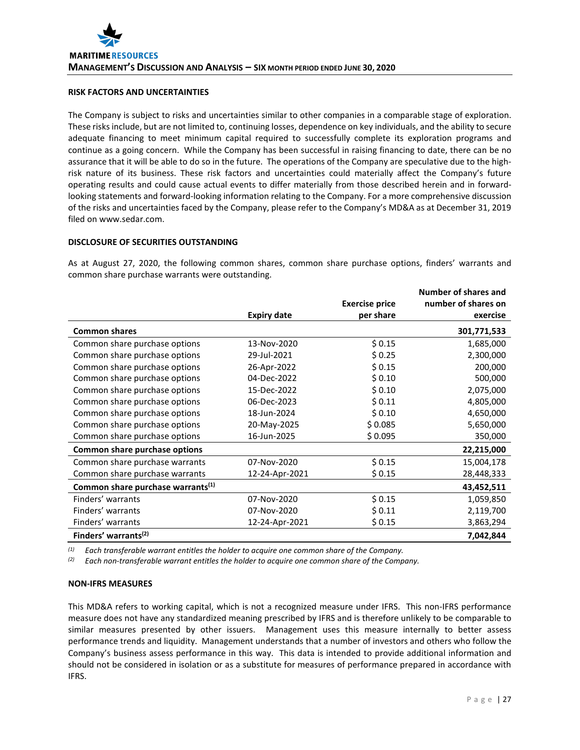## RISK FACTORS AND UNCERTAINTIES

The Company is subject to risks and uncertainties similar to other companies in a comparable stage of exploration. These risks include, but are not limited to, continuing losses, dependence on key individuals, and the ability to secure adequate financing to meet minimum capital required to successfully complete its exploration programs and continue as a going concern. While the Company has been successful in raising financing to date, there can be no assurance that it will be able to do so in the future. The operations of the Company are speculative due to the high-risk nature of its business. These risk factors and uncertainties could materially affect the Company's future operating results and could cause actual events to differ materially from those described herein and in forward-looking statements and forward-looking information relating to the Company. For a more comprehensive discussion of the risks and uncertainties faced by the Company, please refer to the Company's MD&A as at December 31, 2019 filed on www.sedar.com.

## DISCLOSURE OF SECURITIES OUTSTANDING

As at August 27, 2020, the following common shares, common share purchase options, finders' warrants and common share purchase warrants were outstanding.

| | Expiry date | Exercise price per share | Number of shares and number of shares on exercise |
|---|---|---|---|
| **Common shares** | | | **301,771,533** |
| Common share purchase options | 13-Nov-2020 | $ 0.15 | 1,685,000 |
| Common share purchase options | 29-Jul-2021 | $ 0.25 | 2,300,000 |
| Common share purchase options | 26-Apr-2022 | $ 0.15 | 200,000 |
| Common share purchase options | 04-Dec-2022 | $ 0.10 | 500,000 |
| Common share purchase options | 15-Dec-2022 | $ 0.10 | 2,075,000 |
| Common share purchase options | 06-Dec-2023 | $ 0.11 | 4,805,000 |
| Common share purchase options | 18-Jun-2024 | $ 0.10 | 4,650,000 |
| Common share purchase options | 20-May-2025 | $ 0.085 | 5,650,000 |
| Common share purchase options | 16-Jun-2025 | $ 0.095 | 350,000 |
| **Common share purchase options** | | | **22,215,000** |
| Common share purchase warrants | 07-Nov-2020 | $ 0.15 | 15,004,178 |
| Common share purchase warrants | 12-24-Apr-2021 | $ 0.15 | 28,448,333 |
| **Common share purchase warrants(1)** | | | **43,452,511** |
| Finders' warrants | 07-Nov-2020 | $ 0.15 | 1,059,850 |
| Finders' warrants | 07-Nov-2020 | $ 0.11 | 2,119,700 |
| Finders' warrants | 12-24-Apr-2021 | $ 0.15 | 3,863,294 |
| **Finders' warrants(2)** | | | **7,042,844** |

(1) *Each transferable warrant entitles the holder to acquire one common share of the Company.*
(2) *Each non-transferable warrant entitles the holder to acquire one common share of the Company.*

## NON-IFRS MEASURES

This MD&A refers to working capital, which is not a recognized measure under IFRS. This non-IFRS performance measure does not have any standardized meaning prescribed by IFRS and is therefore unlikely to be comparable to similar measures presented by other issuers. Management uses this measure internally to better assess performance trends and liquidity. Management understands that a number of investors and others who follow the Company's business assess performance in this way. This data is intended to provide additional information and should not be considered in isolation or as a substitute for measures of performance prepared in accordance with IFRS.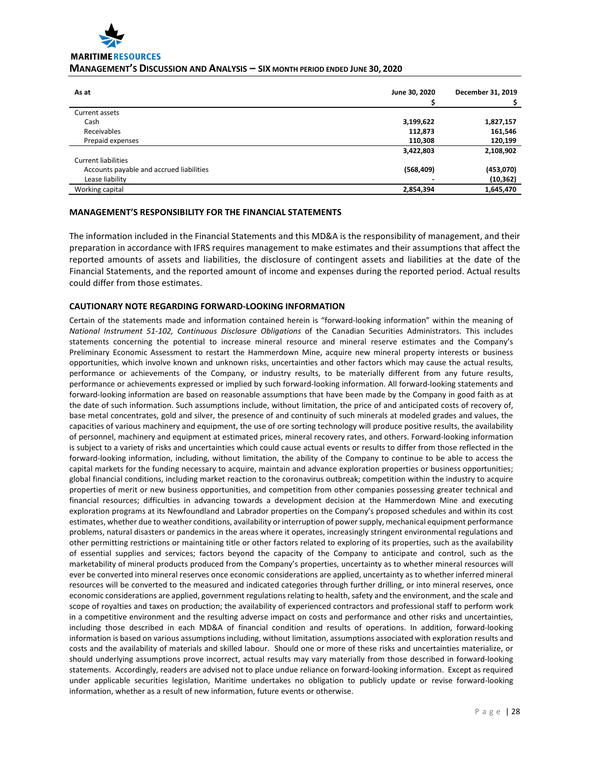| As at | June 30, 2020<br>$ | December 31, 2019<br>$ |
|---|---|---|
| Current assets | | |
| Cash | **3,199,622** | 1,827,157 |
| Receivables | **112,873** | 161,546 |
| Prepaid expenses | **110,308** | 120,199 |
| | **3,422,803** | 2,108,902 |
| Current liabilities | | |
| Accounts payable and accrued liabilities | **(568,409)** | (453,070) |
| Lease liability | **-** | (10,362) |
| Working capital | **2,854,394** | 1,645,470 |

## MANAGEMENT'S RESPONSIBILITY FOR THE FINANCIAL STATEMENTS

The information included in the Financial Statements and this MD&A is the responsibility of management, and their preparation in accordance with IFRS requires management to make estimates and their assumptions that affect the reported amounts of assets and liabilities, the disclosure of contingent assets and liabilities at the date of the Financial Statements, and the reported amount of income and expenses during the reported period. Actual results could differ from those estimates.

## CAUTIONARY NOTE REGARDING FORWARD-LOOKING INFORMATION

Certain of the statements made and information contained herein is "forward-looking information" within the meaning of *National Instrument 51-102, Continuous Disclosure Obligations* of the Canadian Securities Administrators. This includes statements concerning the potential to increase mineral resource and mineral reserve estimates and the Company's Preliminary Economic Assessment to restart the Hammerdown Mine, acquire new mineral property interests or business opportunities, which involve known and unknown risks, uncertainties and other factors which may cause the actual results, performance or achievements of the Company, or industry results, to be materially different from any future results, performance or achievements expressed or implied by such forward-looking information. All forward-looking statements and forward-looking information are based on reasonable assumptions that have been made by the Company in good faith as at the date of such information. Such assumptions include, without limitation, the price of and anticipated costs of recovery of, base metal concentrates, gold and silver, the presence of and continuity of such minerals at modeled grades and values, the capacities of various machinery and equipment, the use of ore sorting technology will produce positive results, the availability of personnel, machinery and equipment at estimated prices, mineral recovery rates, and others. Forward-looking information is subject to a variety of risks and uncertainties which could cause actual events or results to differ from those reflected in the forward-looking information, including, without limitation, the ability of the Company to continue to be able to access the capital markets for the funding necessary to acquire, maintain and advance exploration properties or business opportunities; global financial conditions, including market reaction to the coronavirus outbreak; competition within the industry to acquire properties of merit or new business opportunities, and competition from other companies possessing greater technical and financial resources; difficulties in advancing towards a development decision at the Hammerdown Mine and executing exploration programs at its Newfoundland and Labrador properties on the Company's proposed schedules and within its cost estimates, whether due to weather conditions, availability or interruption of power supply, mechanical equipment performance problems, natural disasters or pandemics in the areas where it operates, increasingly stringent environmental regulations and other permitting restrictions or maintaining title or other factors related to exploring of its properties, such as the availability of essential supplies and services; factors beyond the capacity of the Company to anticipate and control, such as the marketability of mineral products produced from the Company's properties, uncertainty as to whether mineral resources will ever be converted into mineral reserves once economic considerations are applied, uncertainty as to whether inferred mineral resources will be converted to the measured and indicated categories through further drilling, or into mineral reserves, once economic considerations are applied, government regulations relating to health, safety and the environment, and the scale and scope of royalties and taxes on production; the availability of experienced contractors and professional staff to perform work in a competitive environment and the resulting adverse impact on costs and performance and other risks and uncertainties, including those described in each MD&A of financial condition and results of operations. In addition, forward-looking information is based on various assumptions including, without limitation, assumptions associated with exploration results and costs and the availability of materials and skilled labour. Should one or more of these risks and uncertainties materialize, or should underlying assumptions prove incorrect, actual results may vary materially from those described in forward-looking statements. Accordingly, readers are advised not to place undue reliance on forward-looking information. Except as required under applicable securities legislation, Maritime undertakes no obligation to publicly update or revise forward-looking information, whether as a result of new information, future events or otherwise.